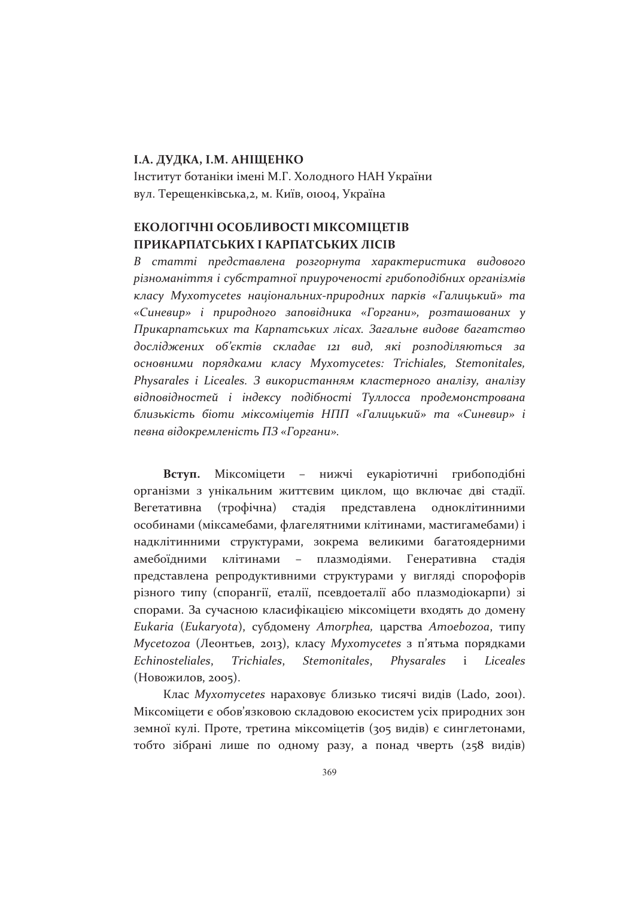**І.А. ДУДКА, І.М. АНІЩЕНКО**

Інститут ботаніки імені М.Г. Холодного НАН України
вул. Терещенківська,2, м. Київ, 01004, Україна

# ЕКОЛОГІЧНІ ОСОБЛИВОСТІ МІКСОМІЦЕТІВ ПРИКАРПАТСЬКИХ І КАРПАТСЬКИХ ЛІСІВ

*В статті представлена розгорнута характеристика видового різноманіття і субстратної приуроченості грибоподібних організмів класу Myxomycetes національних-природних парків «Галицький» та «Синевир» і природного заповідника «Горгани», розташованих у Прикарпатських та Карпатських лісах. Загальне видове багатство досліджених об'єктів складає 121 вид, які розподіляються за основними порядками класу Myxomycetes: Trichiales, Stemonitales, Physarales і Liceales. З використанням кластерного аналізу, аналізу відповідностей і індексу подібності Туллосса продемонстрована близькість біоти міксоміцетів НПП «Галицький» та «Синевир» і певна відокремленість ПЗ «Горгани».*

**Вступ.** Міксоміцети – нижчі еукаріотичні грибоподібні організми з унікальним життєвим циклом, що включає дві стадії. Вегетативна (трофічна) стадія представлена одноклітинними особинами (міксамебами, флагелятними клітинами, мастигамебами) і надклітинними структурами, зокрема великими багатоядерними амебоїдними клітинами – плазмодіями. Генеративна стадія представлена репродуктивними структурами у вигляді спорофорів різного типу (спорангії, еталії, псевдоеталії або плазмодіокарпи) зі спорами. За сучасною класифікацією міксоміцети входять до домену *Eukaria* (*Eukaryota*), субдомену *Amorphea,* царства *Amoebozoa*, типу *Mycetozoa* (Леонтьев, 2013), класу *Myxomycetes* з п'ятьма порядками *Echinosteliales*, *Trichiales*, *Stemonitales*, *Physarales* і *Liceales* (Новожилов, 2005).

Клас *Myxomycetes* нараховує близько тисячі видів (Lado, 2001). Міксоміцети є обов'язковою складовою екосистем усіх природних зон земної кулі. Проте, третина міксоміцетів (305 видів) є синглетонами, тобто зібрані лише по одному разу, а понад чверть (258 видів)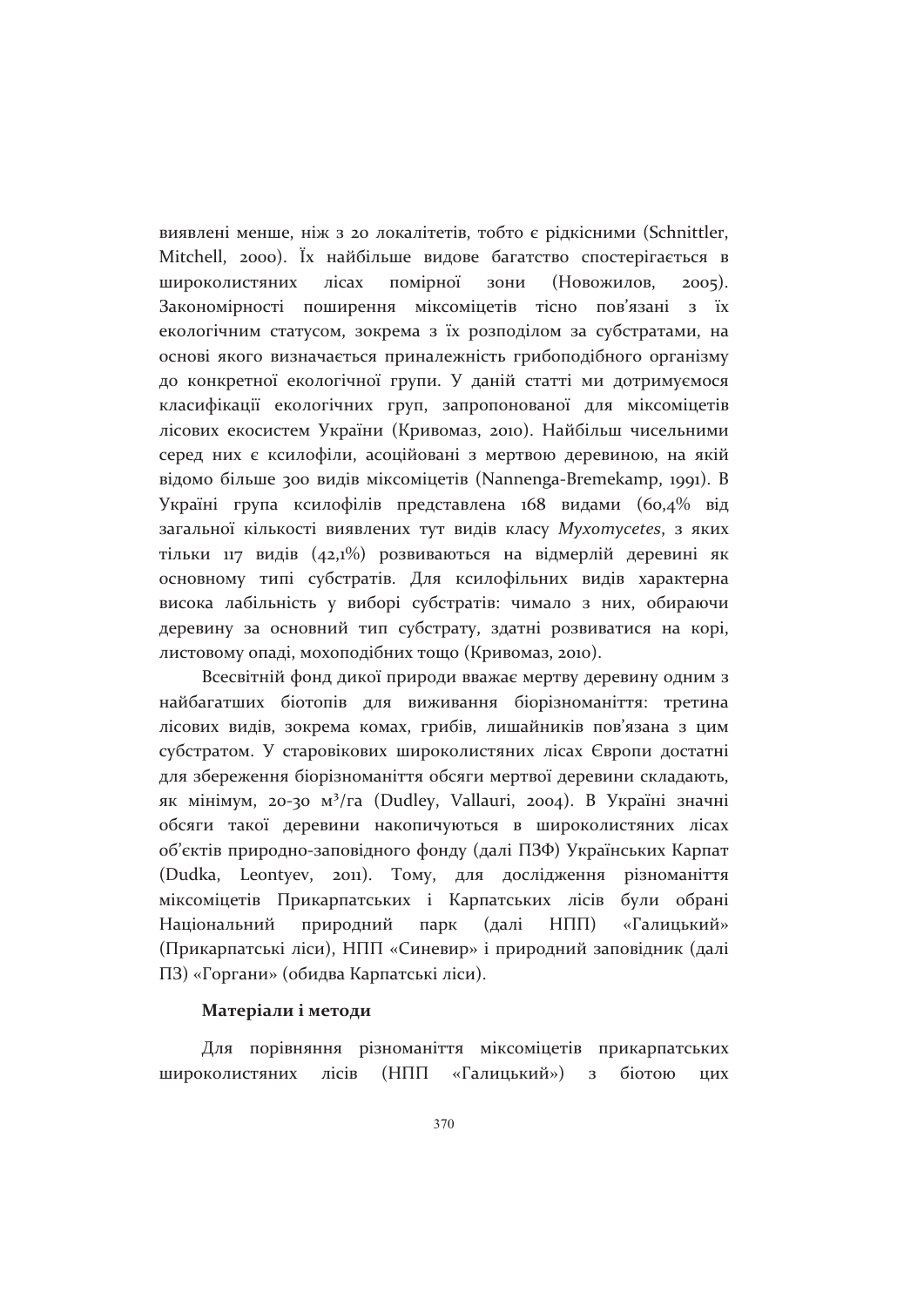виявлені менше, ніж з 20 локалітетів, тобто є рідкісними (Schnittler, Mitchell, 2000). Їх найбільше видове багатство спостерігається в широколистяних лісах помірної зони (Новожилов, 2005). Закономірності поширення міксоміцетів тісно пов'язані з їх екологічним статусом, зокрема з їх розподілом за субстратами, на основі якого визначається приналежність грибоподібного організму до конкретної екологічної групи. У даній статті ми дотримуємося класифікації екологічних груп, запропонованої для міксоміцетів лісових екосистем України (Кривомаз, 2010). Найбільш чисельними серед них є ксилофіли, асоційовані з мертвою деревиною, на якій відомо більше 300 видів міксоміцетів (Nannenga-Bremekamp, 1991). В Україні група ксилофілів представлена 168 видами (60,4% від загальної кількості виявлених тут видів класу *Myxomycetes*, з яких тільки 117 видів (42,1%) розвиваються на відмерлій деревині як основному типі субстратів. Для ксилофільних видів характерна висока лабільність у виборі субстратів: чимало з них, обираючи деревину за основний тип субстрату, здатні розвиватися на корі, листовому опаді, мохоподібних тощо (Кривомаз, 2010).

Всесвітній фонд дикої природи вважає мертву деревину одним з найбагатших біотопів для виживання біорізноманіття: третина лісових видів, зокрема комах, грибів, лишайників пов'язана з цим субстратом. У старовікових широколистяних лісах Європи достатні для збереження біорізноманіття обсяги мертвої деревини складають, як мінімум, 20-30 м³/га (Dudley, Vallauri, 2004). В Україні значні обсяги такої деревини накопичуються в широколистяних лісах об'єктів природно-заповідного фонду (далі ПЗФ) Українських Карпат (Dudka, Leontyev, 2011). Тому, для дослідження різноманіття міксоміцетів Прикарпатських і Карпатських лісів були обрані Національний природний парк (далі НПП) «Галицький» (Прикарпатські ліси), НПП «Синевир» і природний заповідник (далі ПЗ) «Горгани» (обидва Карпатські ліси).

### Матеріали і методи

Для порівняння різноманіття міксоміцетів прикарпатських широколистяних лісів (НПП «Галицький») з біотою цих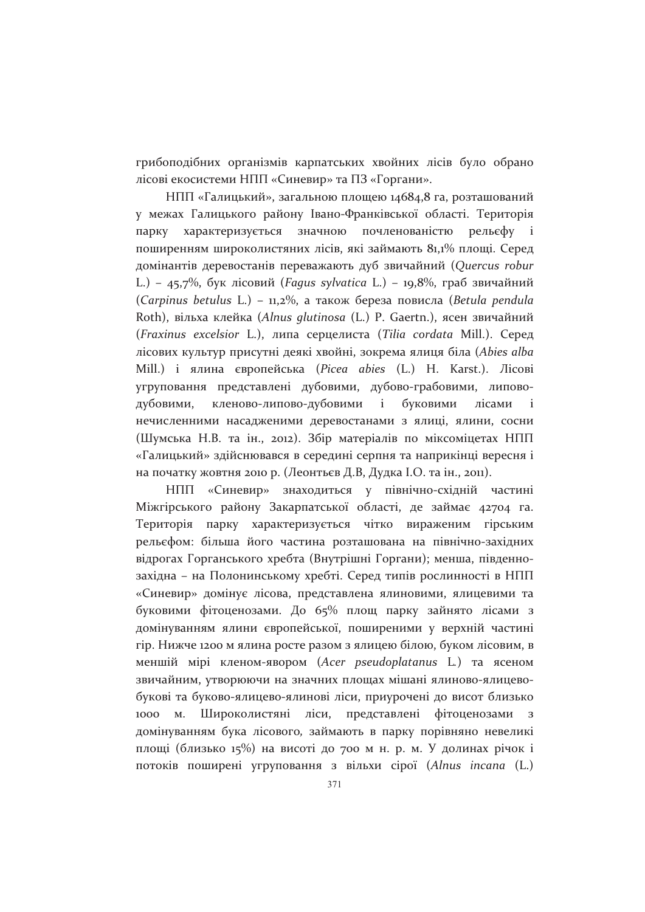грибоподібних організмів карпатських хвойних лісів було обрано лісові екосистеми НПП «Синевир» та ПЗ «Горгани».

НПП «Галицький», загальною площею 14684,8 га, розташований у межах Галицького району Івано-Франківської області. Територія парку характеризується значною почленованістю рельєфу і поширенням широколистяних лісів, які займають 81,1% площі. Серед домінантів деревостанів переважають дуб звичайний (*Quercus robur* L.) – 45,7%, бук лісовий (*Fagus sylvatica* L.) – 19,8%, граб звичайний (*Carpinus betulus* L.) – 11,2%, а також береза повисла (*Betula pendula* Roth), вільха клейка (*Alnus glutinosa* (L.) P. Gaertn.), ясен звичайний (*Fraxinus excelsior* L.), липа серцелиста (*Tilia cordata* Mill.). Серед лісових культур присутні деякі хвойні, зокрема ялиця біла (*Abies alba* Mill.) і ялина європейська (*Picea abies* (L.) H. Karst.). Лісові угруповання представлені дубовими, дубово-грабовими, липово-дубовими, кленово-липово-дубовими і буковими лісами і нечисленними насадженими деревостанами з ялиці, ялини, сосни (Шумська Н.В. та ін., 2012). Збір матеріалів по міксоміцетах НПП «Галицький» здійснювався в середині серпня та наприкінці вересня і на початку жовтня 2010 р. (Леонтьєв Д.В, Дудка І.О. та ін., 2011).

НПП «Синевир» знаходиться у північно-східній частині Міжгірського району Закарпатської області, де займає 42704 га. Територія парку характеризується чітко вираженим гірським рельєфом: більша його частина розташована на північно-західних відрогах Горганського хребта (Внутрішні Горгани); менша, південно-західна – на Полонинському хребті. Серед типів рослинності в НПП «Синевир» домінує лісова, представлена ялиновими, ялицевими та буковими фітоценозами. До 65% площ парку зайнято лісами з домінуванням ялини європейської, поширеними у верхній частині гір. Нижче 1200 м ялина росте разом з ялицею білою, буком лісовим, в меншій мірі кленом-явором (*Acer pseudoplatanus* L.) та ясеном звичайним, утворюючи на значних площах мішані ялиново-ялицево-букові та буково-ялицево-ялинові ліси, приурочені до висот близько 1000 м. Широколистяні ліси, представлені фітоценозами з домінуванням бука лісового, займають в парку порівняно невеликі площі (близько 15%) на висоті до 700 м н. р. м. У долинах річок і потоків поширені угруповання з вільхи сірої (*Alnus incana* (L.)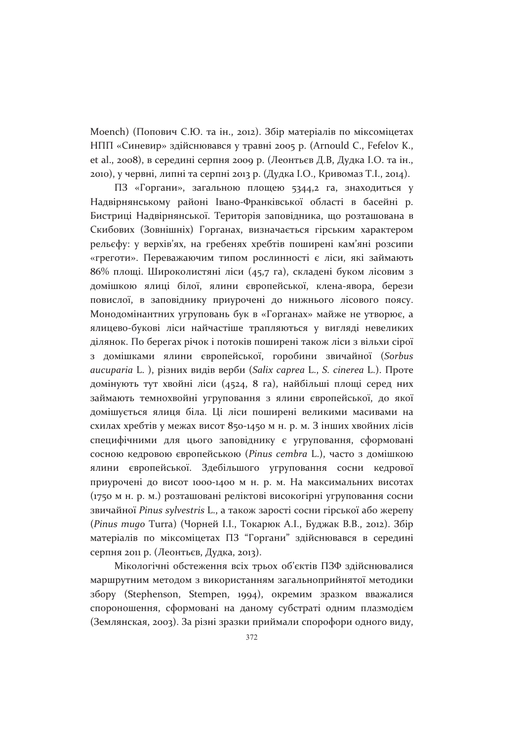Moench) (Попович С.Ю. та ін., 2012). Збір матеріалів по міксоміцетах НПП «Синевир» здійснювався у травні 2005 р. (Arnould C., Fefelov K., et al., 2008), в середині серпня 2009 р. (Леонтьєв Д.В, Дудка І.О. та ін., 2010), у червні, липні та серпні 2013 р. (Дудка І.О., Кривомаз Т.І., 2014).

ПЗ «Горгани», загальною площею 5344,2 га, знаходиться у Надвірнянському районі Івано-Франківської області в басейні р. Бистриці Надвірнянської. Територія заповідника, що розташована в Скибових (Зовнішніх) Горганах, визначається гірським характером рельєфу: у верхів'ях, на гребенях хребтів поширені кам'яні розсипи «греготи». Переважаючим типом рослинності є ліси, які займають 86% площі. Широколистяні ліси (45,7 га), складені буком лісовим з домішкою ялиці білої, ялини європейської, клена-явора, берези повислої, в заповіднику приурочені до нижнього лісового поясу. Монодомінантних угруповань бук в «Горганах» майже не утворює, а ялицево-букові ліси найчастіше трапляються у вигляді невеликих ділянок. По берегах річок і потоків поширені також ліси з вільхи сірої з домішками ялини європейської, горобини звичайної (*Sorbus aucuparia* L. ), різних видів верби (*Salix caprea* L., *S. cinerea* L.). Проте домінують тут хвойні ліси (4524, 8 га), найбільші площі серед них займають темнохвойні угруповання з ялини європейської, до якої домішується ялиця біла. Ці ліси поширені великими масивами на схилах хребтів у межах висот 850-1450 м н. р. м. З інших хвойних лісів специфічними для цього заповіднику є угруповання, сформовані сосною кедровою європейською (*Pinus cembra* L.), часто з домішкою ялини європейської. Здебільшого угруповання сосни кедрової приурочені до висот 1000-1400 м н. р. м. На максимальних висотах (1750 м н. р. м.) розташовані реліктові високогірні угруповання сосни звичайної *Pinus sylvestris* L., а також зарості сосни гірської або жерепу (*Pinus mugo* Turra) (Чорней І.І., Токарюк А.І., Буджак В.В., 2012). Збір матеріалів по міксоміцетах ПЗ "Горгани" здійснювався в середині серпня 2011 р. (Леонтьєв, Дудка, 2013).

Мікологічні обстеження всіх трьох об'єктів ПЗФ здійснювалися маршрутним методом з використанням загальноприйнятої методики збору (Stephenson, Stempen, 1994), окремим зразком вважалися спороношення, сформовані на даному субстраті одним плазмодієм (Землянская, 2003). За різні зразки приймали спорофори одного виду,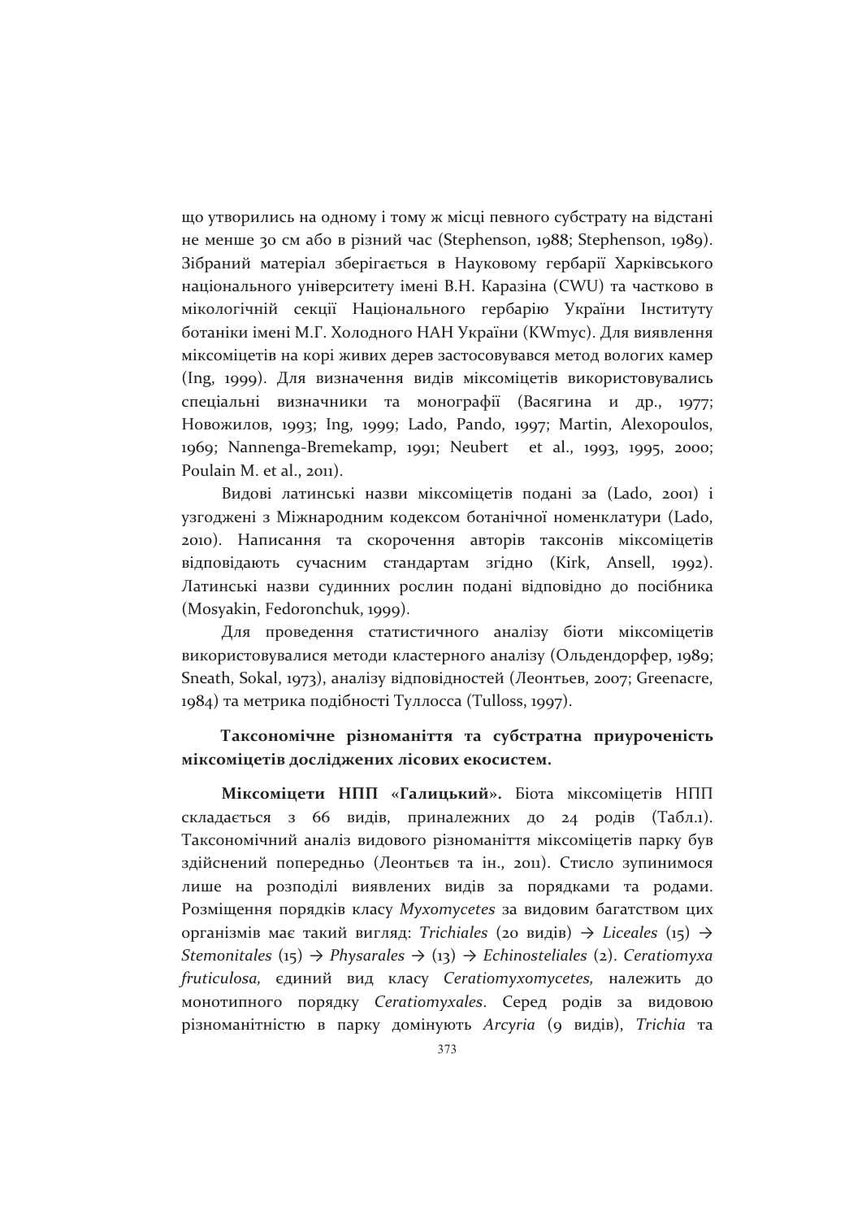що утворились на одному і тому ж місці певного субстрату на відстані не менше 30 см або в різний час (Stephenson, 1988; Stephenson, 1989). Зібраний матеріал зберігається в Науковому гербарії Харківського національного університету імені В.Н. Каразіна (CWU) та частково в мікологічній секції Національного гербарію України Інституту ботаніки імені М.Г. Холодного НАН України (KWmyc). Для виявлення міксоміцетів на корі живих дерев застосовувався метод вологих камер (Ing, 1999). Для визначення видів міксоміцетів використовувались спеціальні визначники та монографії (Васягина и др., 1977; Новожилов, 1993; Ing, 1999; Lado, Pando, 1997; Martin, Alexopoulos, 1969; Nannenga-Bremekamp, 1991; Neubert et al., 1993, 1995, 2000; Poulain M. et al., 2011).

Видові латинські назви міксоміцетів подані за (Lado, 2001) і узгоджені з Міжнародним кодексом ботанічної номенклатури (Lado, 2010). Написання та скорочення авторів таксонів міксоміцетів відповідають сучасним стандартам згідно (Kirk, Ansell, 1992). Латинські назви судинних рослин подані відповідно до посібника (Mosyakin, Fedoronchuk, 1999).

Для проведення статистичного аналізу біоти міксоміцетів використовувалися методи кластерного аналізу (Ольдендорфер, 1989; Sneath, Sokal, 1973), аналізу відповідностей (Леонтьев, 2007; Greenacre, 1984) та метрика подібності Туллосса (Tulloss, 1997).

## Таксономічне різноманіття та субстратна приуроченість міксоміцетів досліджених лісових екосистем.

**Міксоміцети НПП «Галицький».** Біота міксоміцетів НПП складається з 66 видів, приналежних до 24 родів (Табл.1). Таксономічний аналіз видового різноманіття міксоміцетів парку був здійснений попередньо (Леонтьєв та ін., 2011). Стисло зупинимося лише на розподілі виявлених видів за порядками та родами. Розміщення порядків класу *Myxomycetes* за видовим багатством цих організмів має такий вигляд: *Trichiales* (20 видів) → *Liceales* (15) → *Stemonitales* (15) → *Physarales* → (13) → *Echinosteliales* (2). *Ceratiomyxa fruticulosa*, єдиний вид класу *Ceratiomyxomycetes*, належить до монотипного порядку *Ceratiomyxales*. Серед родів за видовою різноманітністю в парку домінують *Arcyria* (9 видів), *Trichia* та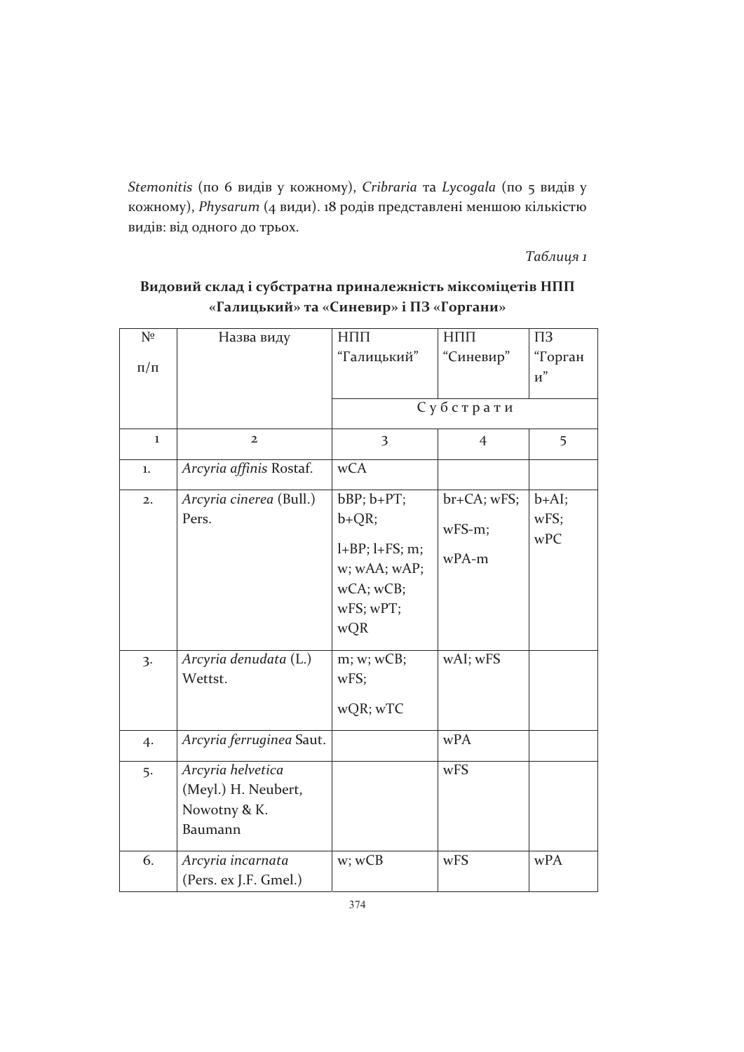*Stemonitis* (по 6 видів у кожному), *Cribraria* та *Lycogala* (по 5 видів у кожному), *Physarum* (4 види). 18 родів представлені меншою кількістю видів: від одного до трьох.

*Таблиця 1*

**Видовий склад і субстратна приналежність міксоміцетів НПП «Галицький» та «Синевир» і ПЗ «Горгани»**

| № п/п | Назва виду | НПП "Галицький" | НПП "Синевир" | ПЗ "Горгани" |
|---|---|---|---|---|
| | | Субстрати | | |
| 1 | 2 | 3 | 4 | 5 |
| 1. | *Arcyria affinis* Rostaf. | wCA | | |
| 2. | *Arcyria cinerea* (Bull.) Pers. | bBP; b+PT; b+QR; l+BP; l+FS; m; w; wAA; wAP; wCA; wCB; wFS; wPT; wQR | br+CA; wFS; wFS-m; wPA-m | b+AI; wFS; wPC |
| 3. | *Arcyria denudata* (L.) Wettst. | m; w; wCB; wFS; wQR; wTC | wAI; wFS | |
| 4. | *Arcyria ferruginea* Saut. | | wPA | |
| 5. | *Arcyria helvetica* (Meyl.) H. Neubert, Nowotny & K. Baumann | | wFS | |
| 6. | *Arcyria incarnata* (Pers. ex J.F. Gmel.) | w; wCB | wFS | wPA |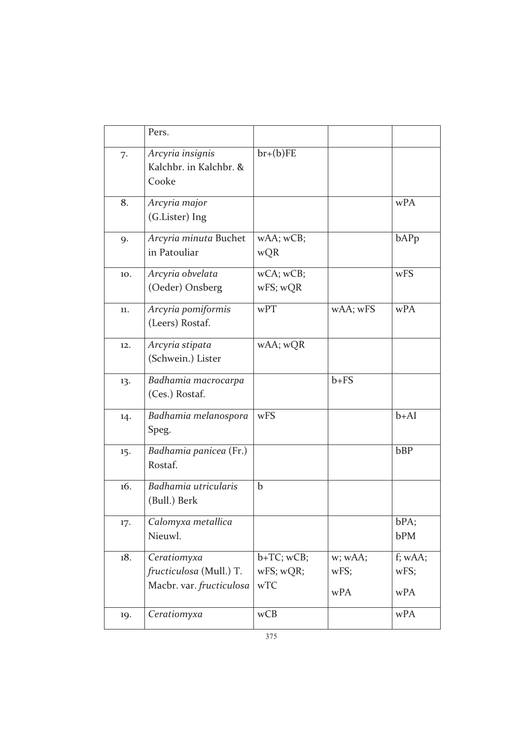| | Pers. | | | |
|---|---|---|---|---|
| 7. | *Arcyria insignis* Kalchbr. in Kalchbr. & Cooke | br+(b)FE | | |
| 8. | *Arcyria major* (G.Lister) Ing | | | wPA |
| 9. | *Arcyria minuta* Buchet in Patouliar | wAA; wCB; wQR | | bAPp |
| 10. | *Arcyria obvelata* (Oeder) Onsberg | wCA; wCB; wFS; wQR | | wFS |
| 11. | *Arcyria pomiformis* (Leers) Rostaf. | wPT | wAA; wFS | wPA |
| 12. | *Arcyria stipata* (Schwein.) Lister | wAA; wQR | | |
| 13. | *Badhamia macrocarpa* (Ces.) Rostaf. | | b+FS | |
| 14. | *Badhamia melanospora* Speg. | wFS | | b+AI |
| 15. | *Badhamia panicea* (Fr.) Rostaf. | | | bBP |
| 16. | *Badhamia utricularis* (Bull.) Berk | b | | |
| 17. | *Calomyxa metallica* Nieuwl. | | | bPA; bPM |
| 18. | *Ceratiomyxa fructiculosa* (Mull.) T. Macbr. var. *fructiculosa* | b+TC; wCB; wFS; wQR; wTC | w; wAA; wFS; wPA | f; wAA; wFS; wPA |
| 19. | *Ceratiomyxa* | wCB | | wPA |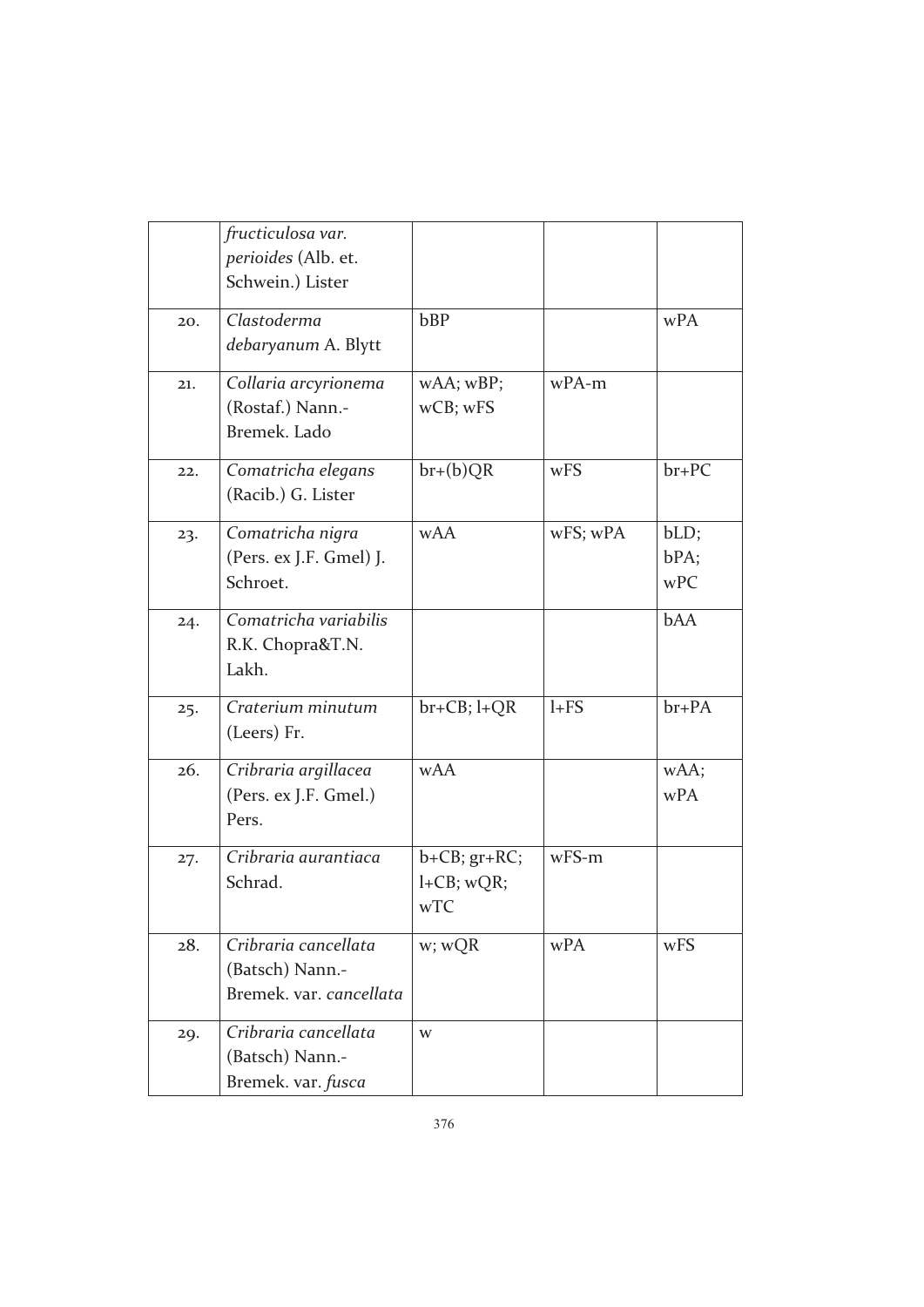| | | | | |
|---|---|---|---|---|
| | *fructiculosa var. perioides* (Alb. et. Schwein.) Lister | | | |
| 20. | *Clastoderma debaryanum* A. Blytt | bBP | | wPA |
| 21. | *Collaria arcyrionema* (Rostaf.) Nann.-Bremek. Lado | wAA; wBP; wCB; wFS | wPA-m | |
| 22. | *Comatricha elegans* (Racib.) G. Lister | br+(b)QR | wFS | br+PC |
| 23. | *Comatricha nigra* (Pers. ex J.F. Gmel) J. Schroet. | wAA | wFS; wPA | bLD; bPA; wPC |
| 24. | *Comatricha variabilis* R.K. Chopra&T.N. Lakh. | | | bAA |
| 25. | *Craterium minutum* (Leers) Fr. | br+CB; l+QR | l+FS | br+PA |
| 26. | *Cribraria argillacea* (Pers. ex J.F. Gmel.) Pers. | wAA | | wAA; wPA |
| 27. | *Cribraria aurantiaca* Schrad. | b+CB; gr+RC; l+CB; wQR; wTC | wFS-m | |
| 28. | *Cribraria cancellata* (Batsch) Nann.-Bremek. var. *cancellata* | w; wQR | wPA | wFS |
| 29. | *Cribraria cancellata* (Batsch) Nann.-Bremek. var. *fusca* | w | | |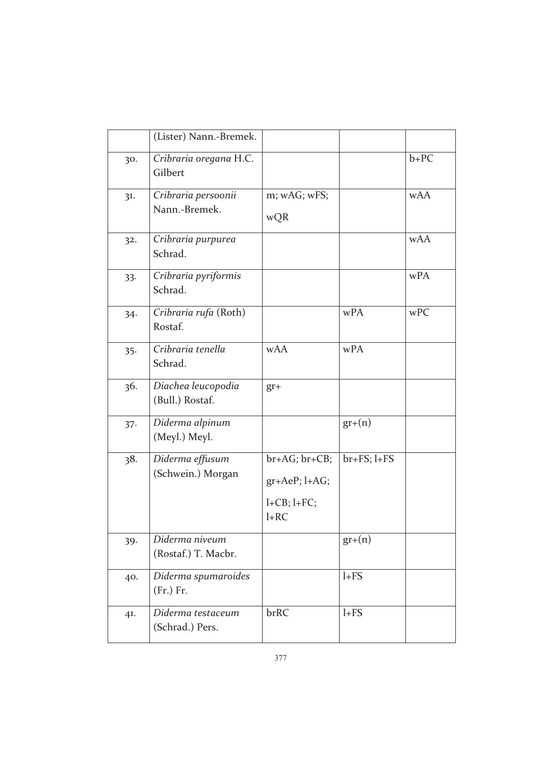| | | | | |
|---|---|---|---|---|
| | (Lister) Nann.-Bremek. | | | |
| 30. | *Cribraria oregana* H.C. Gilbert | | | b+PC |
| 31. | *Cribraria persoonii* Nann.-Bremek. | m; wAG; wFS; wQR | | wAA |
| 32. | *Cribraria purpurea* Schrad. | | | wAA |
| 33. | *Cribraria pyriformis* Schrad. | | | wPA |
| 34. | *Cribraria rufa* (Roth) Rostaf. | | wPA | wPC |
| 35. | *Cribraria tenella* Schrad. | wAA | wPA | |
| 36. | *Diachea leucopodia* (Bull.) Rostaf. | gr+ | | |
| 37. | *Diderma alpinum* (Meyl.) Meyl. | | gr+(n) | |
| 38. | *Diderma effusum* (Schwein.) Morgan | br+AG; br+CB; gr+AeP; l+AG; l+CB; l+FC; l+RC | br+FS; l+FS | |
| 39. | *Diderma niveum* (Rostaf.) T. Macbr. | | gr+(n) | |
| 40. | *Diderma spumaroides* (Fr.) Fr. | | l+FS | |
| 41. | *Diderma testaceum* (Schrad.) Pers. | brRC | l+FS | |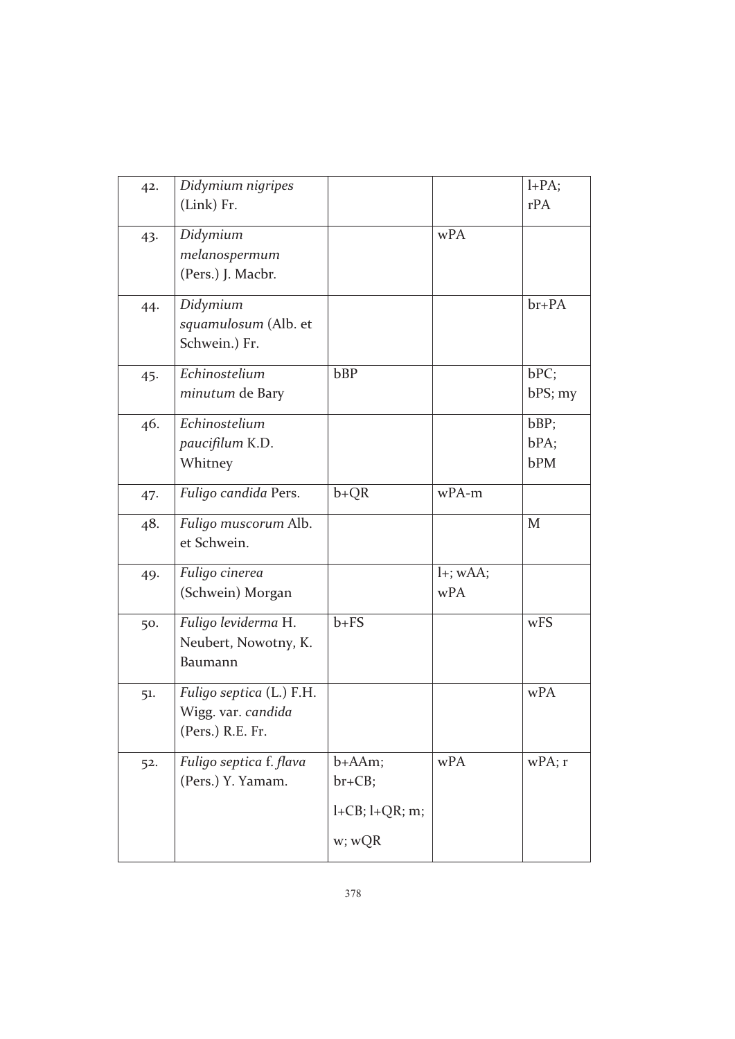| 42. | *Didymium nigripes* (Link) Fr. | | | l+PA; rPA |
|---|---|---|---|---|
| 43. | *Didymium melanospermum* (Pers.) J. Macbr. | | wPA | |
| 44. | *Didymium squamulosum* (Alb. et Schwein.) Fr. | | | br+PA |
| 45. | *Echinostelium minutum* de Bary | bBP | | bPC; bPS; my |
| 46. | *Echinostelium paucifilum* K.D. Whitney | | | bBP; bPA; bPM |
| 47. | *Fuligo candida* Pers. | b+QR | wPA-m | |
| 48. | *Fuligo muscorum* Alb. et Schwein. | | | M |
| 49. | *Fuligo cinerea* (Schwein) Morgan | | l+; wAA; wPA | |
| 50. | *Fuligo leviderma* H. Neubert, Nowotny, K. Baumann | b+FS | | wFS |
| 51. | *Fuligo septica* (L.) F.H. Wigg. var. *candida* (Pers.) R.E. Fr. | | | wPA |
| 52. | *Fuligo septica* f. *flava* (Pers.) Y. Yamam. | b+AAm; br+CB; l+CB; l+QR; m; w; wQR | wPA | wPA; r |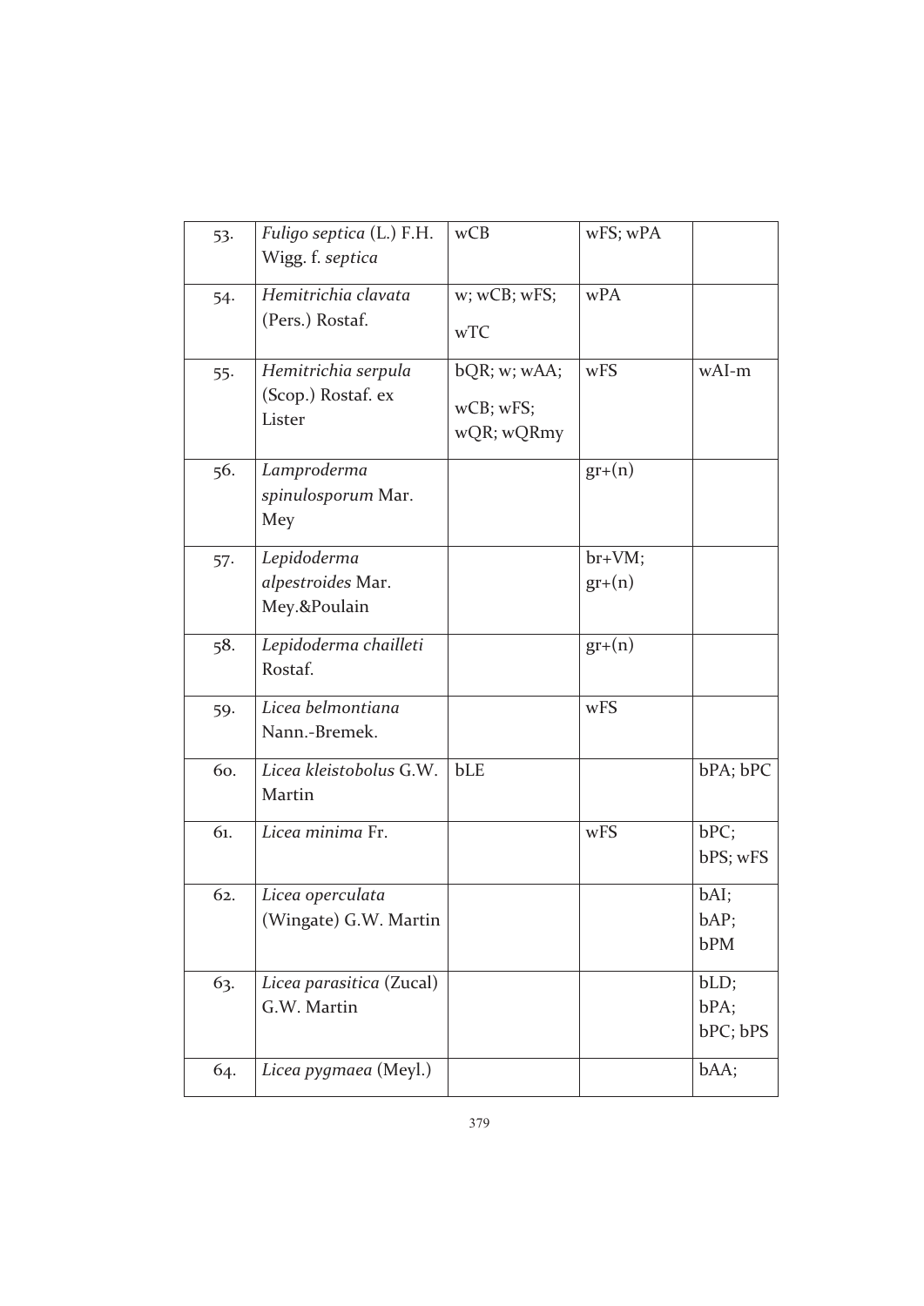| 53. | *Fuligo septica* (L.) F.H. Wigg. f. *septica* | wCB | wFS; wPA | |
|---|---|---|---|---|
| 54. | *Hemitrichia clavata* (Pers.) Rostaf. | w; wCB; wFS; wTC | wPA | |
| 55. | *Hemitrichia serpula* (Scop.) Rostaf. ex Lister | bQR; w; wAA; wCB; wFS; wQR; wQRmy | wFS | wAI-m |
| 56. | *Lamproderma spinulosporum* Mar. Mey | | gr+(n) | |
| 57. | *Lepidoderma alpestroides* Mar. Mey.&Poulain | | br+VM; gr+(n) | |
| 58. | *Lepidoderma chailleti* Rostaf. | | gr+(n) | |
| 59. | *Licea belmontiana* Nann.-Bremek. | | wFS | |
| 60. | *Licea kleistobolus* G.W. Martin | bLE | | bPA; bPC |
| 61. | *Licea minima* Fr. | | wFS | bPC; bPS; wFS |
| 62. | *Licea operculata* (Wingate) G.W. Martin | | | bAI; bAP; bPM |
| 63. | *Licea parasitica* (Zucal) G.W. Martin | | | bLD; bPA; bPC; bPS |
| 64. | *Licea pygmaea* (Meyl.) | | | bAA; |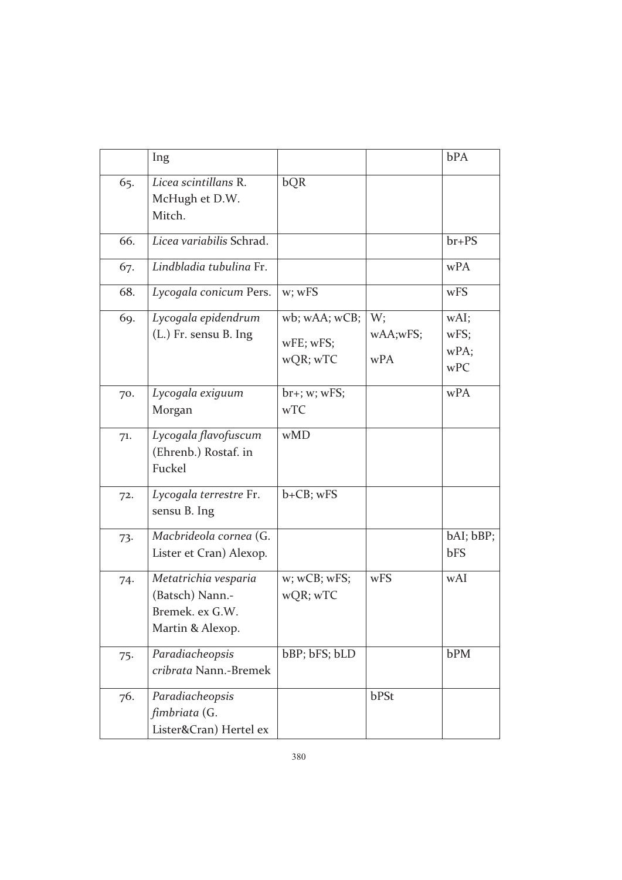| | | | | |
|---|---|---|---|---|
| | Ing | | | bPA |
| 65. | *Licea scintillans* R. McHugh et D.W. Mitch. | bQR | | |
| 66. | *Licea variabilis* Schrad. | | | br+PS |
| 67. | *Lindbladia tubulina* Fr. | | | wPA |
| 68. | *Lycogala conicum* Pers. | w; wFS | | wFS |
| 69. | *Lycogala epidendrum* (L.) Fr. sensu B. Ing | wb; wAA; wCB; wFE; wFS; wQR; wTC | W; wAA;wFS; wPA | wAI; wFS; wPA; wPC |
| 70. | *Lycogala exiguum* Morgan | br+; w; wFS; wTC | | wPA |
| 71. | *Lycogala flavofuscum* (Ehrenb.) Rostaf. in Fuckel | wMD | | |
| 72. | *Lycogala terrestre* Fr. sensu B. Ing | b+CB; wFS | | |
| 73. | *Macbrideola cornea* (G. Lister et Cran) Alexop. | | | bAI; bBP; bFS |
| 74. | *Metatrichia vesparia* (Batsch) Nann.-Bremek. ex G.W. Martin & Alexop. | w; wCB; wFS; wQR; wTC | wFS | wAI |
| 75. | *Paradiacheopsis cribrata* Nann.-Bremek | bBP; bFS; bLD | | bPM |
| 76. | *Paradiacheopsis fimbriata* (G. Lister&Cran) Hertel ex | | bPSt | |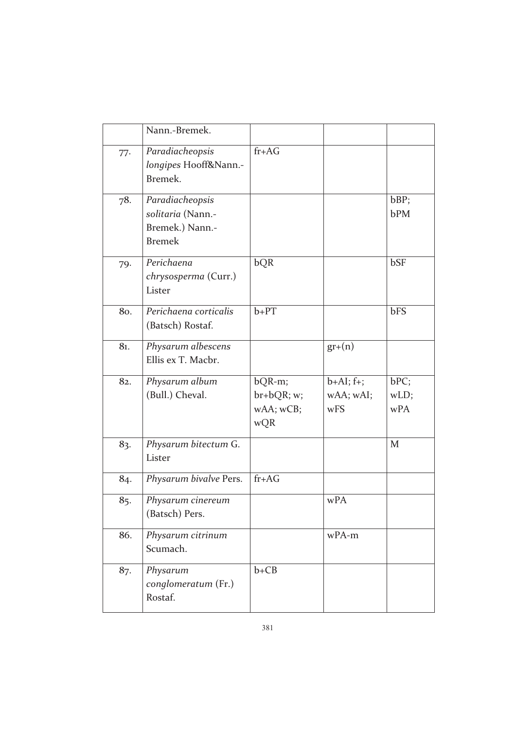| | | | | |
|---|---|---|---|---|
| | Nann.-Bremek. | | | |
| 77. | *Paradiacheopsis longipes* Hooff&Nann.-Bremek. | fr+AG | | |
| 78. | *Paradiacheopsis solitaria* (Nann.-Bremek.) Nann.-Bremek | | | bBP; bPM |
| 79. | *Perichaena chrysosperma* (Curr.) Lister | bQR | | bSF |
| 80. | *Perichaena corticalis* (Batsch) Rostaf. | b+PT | | bFS |
| 81. | *Physarum albescens* Ellis ex T. Macbr. | | gr+(n) | |
| 82. | *Physarum album* (Bull.) Cheval. | bQR-m; br+bQR; w; wAA; wCB; wQR | b+AI; f+; wAA; wAI; wFS | bPC; wLD; wPA |
| 83. | *Physarum bitectum* G. Lister | | | M |
| 84. | *Physarum bivalve* Pers. | fr+AG | | |
| 85. | *Physarum cinereum* (Batsch) Pers. | | wPA | |
| 86. | *Physarum citrinum* Scumach. | | wPA-m | |
| 87. | *Physarum conglomeratum* (Fr.) Rostaf. | b+CB | | |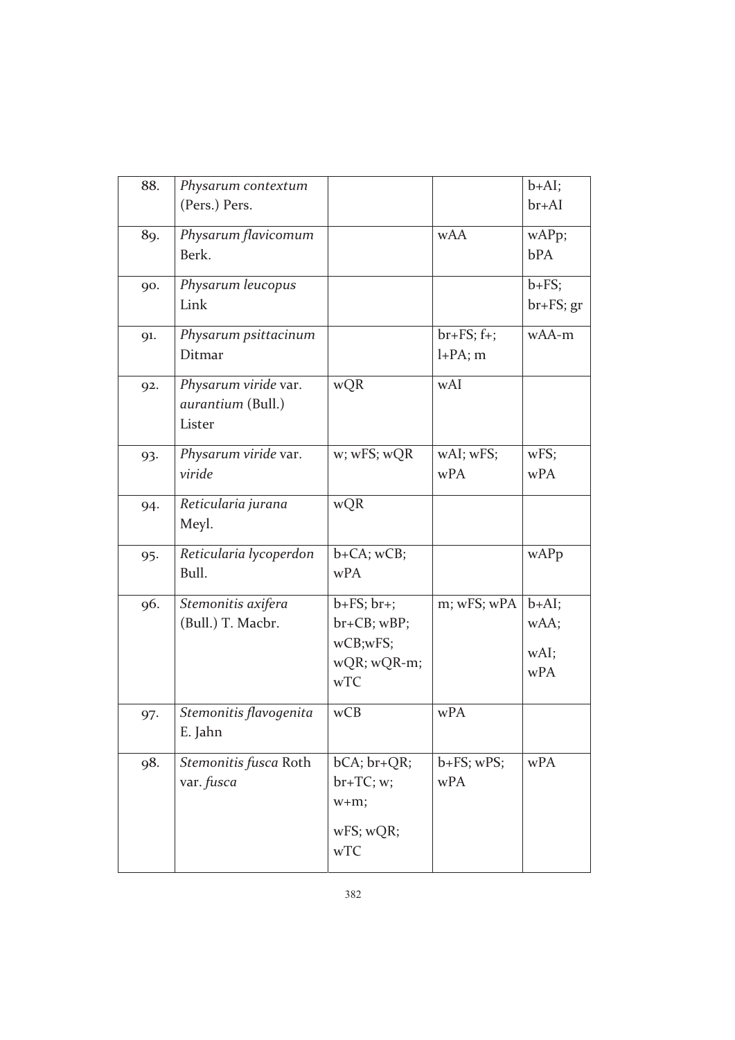| | | | | |
|---|---|---|---|---|
| 88. | *Physarum contextum* (Pers.) Pers. | | | b+AI; br+AI |
| 89. | *Physarum flavicomum* Berk. | | wAA | wAPp; bPA |
| 90. | *Physarum leucopus* Link | | | b+FS; br+FS; gr |
| 91. | *Physarum psittacinum* Ditmar | | br+FS; f+; l+PA; m | wAA-m |
| 92. | *Physarum viride* var. *aurantium* (Bull.) Lister | wQR | wAI | |
| 93. | *Physarum viride* var. *viride* | w; wFS; wQR | wAI; wFS; wPA | wFS; wPA |
| 94. | *Reticularia jurana* Meyl. | wQR | | |
| 95. | *Reticularia lycoperdon* Bull. | b+CA; wCB; wPA | | wAPp |
| 96. | *Stemonitis axifera* (Bull.) T. Macbr. | b+FS; br+; br+CB; wBP; wCB;wFS; wQR; wQR-m; wTC | m; wFS; wPA | b+AI; wAA; wAI; wPA |
| 97. | *Stemonitis flavogenita* E. Jahn | wCB | wPA | |
| 98. | *Stemonitis fusca* Roth var. *fusca* | bCA; br+QR; br+TC; w; w+m; wFS; wQR; wTC | b+FS; wPS; wPA | wPA |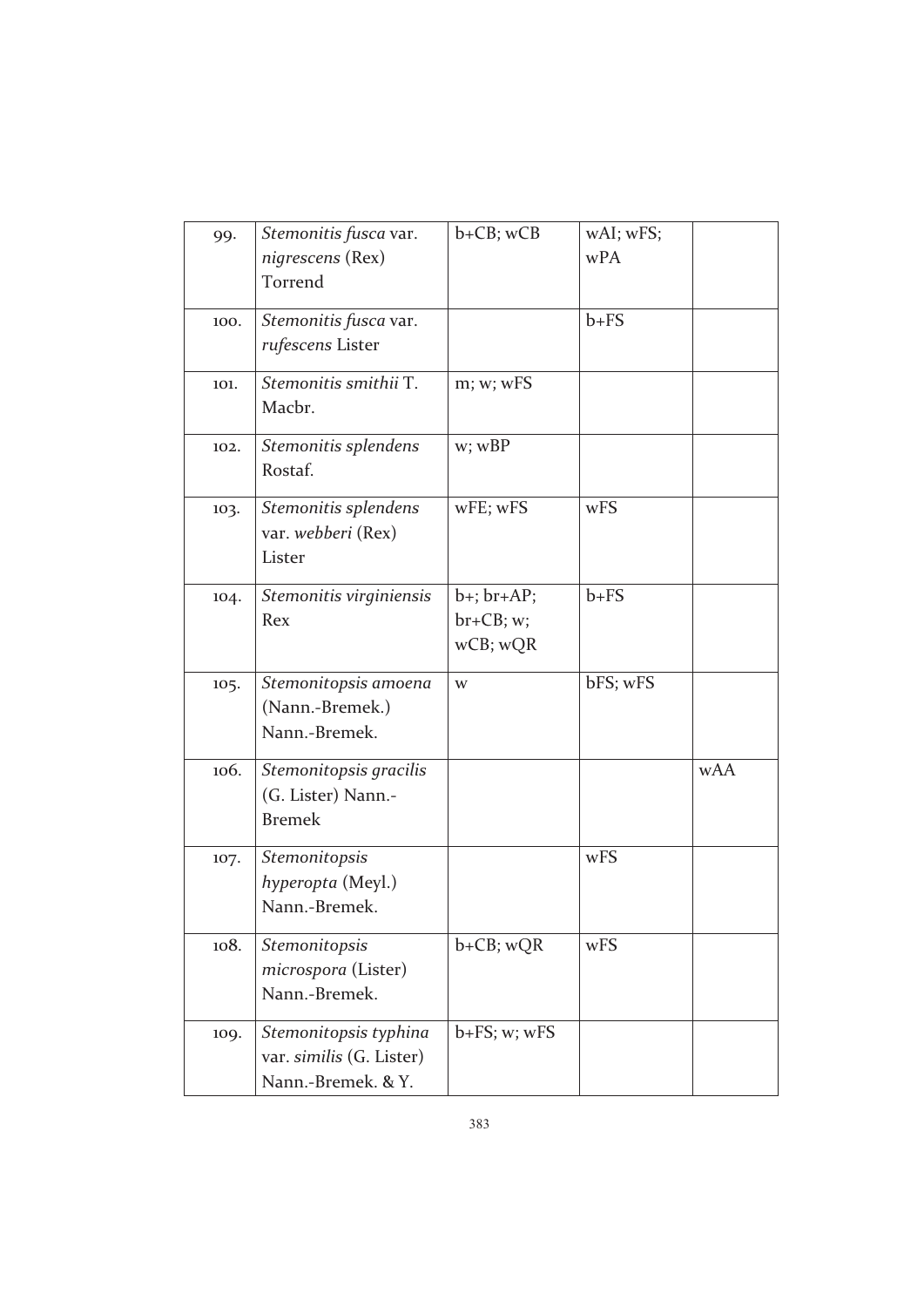| 99. | *Stemonitis fusca* var. *nigrescens* (Rex) Torrend | b+CB; wCB | wAI; wFS; wPA | |
|---|---|---|---|---|
| 100. | *Stemonitis fusca* var. *rufescens* Lister | | b+FS | |
| 101. | *Stemonitis smithii* T. Macbr. | m; w; wFS | | |
| 102. | *Stemonitis splendens* Rostaf. | w; wBP | | |
| 103. | *Stemonitis splendens* var. *webberi* (Rex) Lister | wFE; wFS | wFS | |
| 104. | *Stemonitis virginiensis* Rex | b+; br+AP; br+CB; w; wCB; wQR | b+FS | |
| 105. | *Stemonitopsis amoena* (Nann.-Bremek.) Nann.-Bremek. | w | bFS; wFS | |
| 106. | *Stemonitopsis gracilis* (G. Lister) Nann.-Bremek | | | wAA |
| 107. | *Stemonitopsis hyperopta* (Meyl.) Nann.-Bremek. | | wFS | |
| 108. | *Stemonitopsis microspora* (Lister) Nann.-Bremek. | b+CB; wQR | wFS | |
| 109. | *Stemonitopsis typhina* var. *similis* (G. Lister) Nann.-Bremek. & Y. | b+FS; w; wFS | | |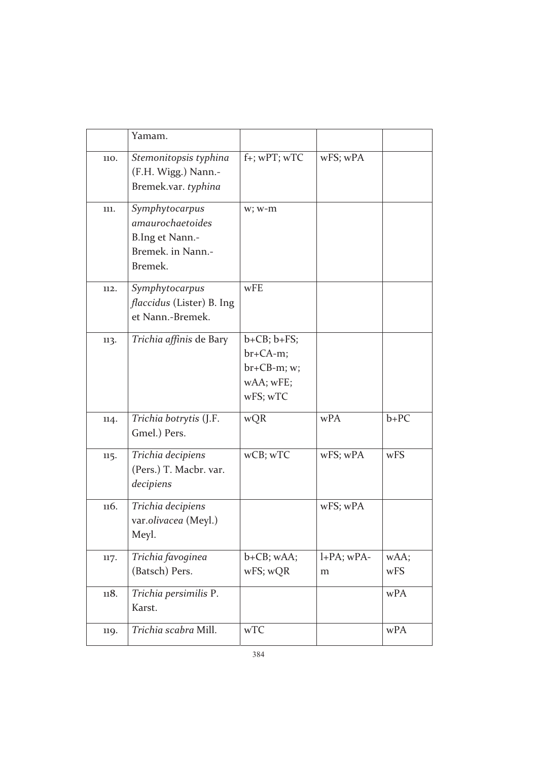| | | | | |
|---|---|---|---|---|
| | Yamam. | | | |
| 110. | *Stemonitopsis typhina* (F.H. Wigg.) Nann.-Bremek.var. *typhina* | f+; wPT; wTC | wFS; wPA | |
| 111. | *Symphytocarpus amaurochaetoides* B.Ing et Nann.-Bremek. in Nann.-Bremek. | w; w-m | | |
| 112. | *Symphytocarpus flaccidus* (Lister) B. Ing et Nann.-Bremek. | wFE | | |
| 113. | *Trichia affinis* de Bary | b+CB; b+FS; br+CA-m; br+CB-m; w; wAA; wFE; wFS; wTC | | |
| 114. | *Trichia botrytis* (J.F. Gmel.) Pers. | wQR | wPA | b+PC |
| 115. | *Trichia decipiens* (Pers.) T. Macbr. var. *decipiens* | wCB; wTC | wFS; wPA | wFS |
| 116. | *Trichia decipiens* var.*olivacea* (Meyl.) Meyl. | | wFS; wPA | |
| 117. | *Trichia favoginea* (Batsch) Pers. | b+CB; wAA; wFS; wQR | l+PA; wPA-m | wAA; wFS |
| 118. | *Trichia persimilis* P. Karst. | | | wPA |
| 119. | *Trichia scabra* Mill. | wTC | | wPA |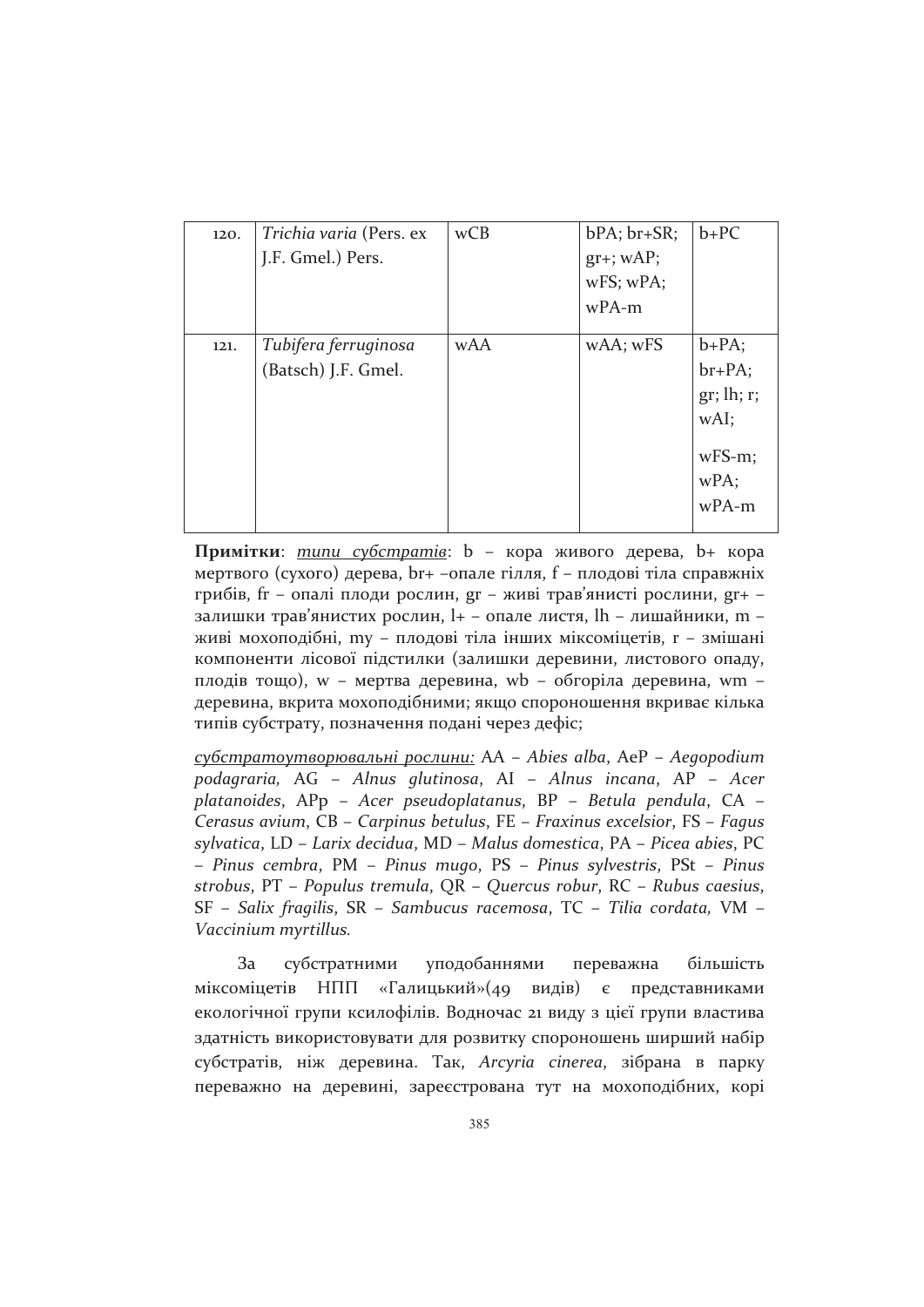| | | | | |
|---|---|---|---|---|
| 120. | *Trichia varia* (Pers. ex J.F. Gmel.) Pers. | wCB | bPA; br+SR; gr+; wAP; wFS; wPA; wPA-m | b+PC |
| 121. | *Tubifera ferruginosa* (Batsch) J.F. Gmel. | wAA | wAA; wFS | b+PA; br+PA; gr; lh; r; wAI; wFS-m; wPA; wPA-m |

**Примітки**: _типи субстратів_: b – кора живого дерева, b+ кора мертвого (сухого) дерева, br+ –опале гілля, f – плодові тіла справжніх грибів, fr – опалі плоди рослин, gr – живі трав'янисті рослини, gr+ – залишки трав'янистих рослин, l+ – опале листя, lh – лишайники, m – живі мохоподібні, my – плодові тіла інших міксоміцетів, r – змішані компоненти лісової підстилки (залишки деревини, листового опаду, плодів тощо), w – мертва деревина, wb – обгоріла деревина, wm – деревина, вкрита мохоподібними; якщо спороношення вкриває кілька типів субстрату, позначення подані через дефіс;

_субстратоутворювальні рослини:_ AA – *Abies alba*, AeP – *Aegopodium podagraria*, AG – *Alnus glutinosa*, AI – *Alnus incana*, AP – *Acer platanoides*, APp – *Acer pseudoplatanus*, BP – *Betula pendula*, CA – *Cerasus avium*, CB – *Carpinus betulus*, FE – *Fraxinus excelsior*, FS – *Fagus sylvatica*, LD – *Larix decidua*, MD – *Malus domestica*, PA – *Picea abies*, PC – *Pinus cembra*, PM – *Pinus mugo*, PS – *Pinus sylvestris*, PSt – *Pinus strobus*, PT – *Populus tremula*, QR – *Quercus robur*, RC – *Rubus caesius*, SF – *Salix fragilis*, SR – *Sambucus racemosa*, TC – *Tilia cordata*, VM – *Vaccinium myrtillus*.

За субстратними уподобаннями переважна більшість міксоміцетів НПП «Галицький»(49 видів) є представниками екологічної групи ксилофілів. Водночас 21 виду з цієї групи властива здатність використовувати для розвитку спороношень ширший набір субстратів, ніж деревина. Так, *Arcyria cinerea*, зібрана в парку переважно на деревині, зареєстрована тут на мохоподібних, корі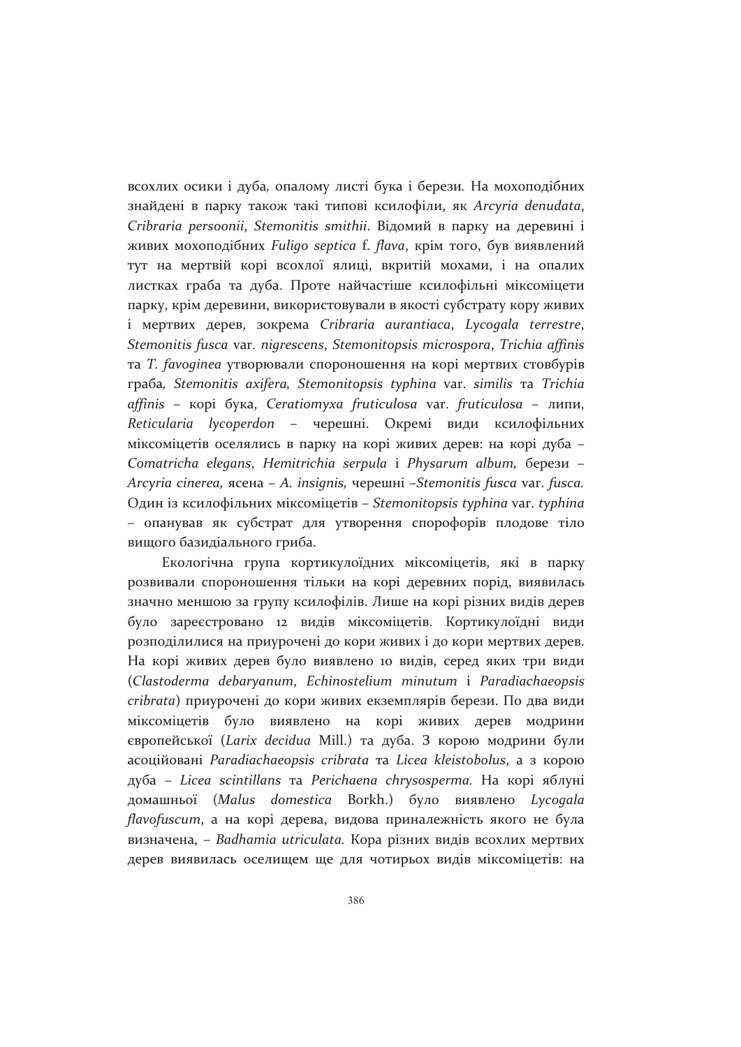всохлих осики і дуба, опалому листі бука і берези. На мохоподібних знайдені в парку також такі типові ксилофіли, як *Arcyria denudata*, *Cribraria persoonii*, *Stemonitis smithii*. Відомий в парку на деревині і живих мохоподібних *Fuligo septica* f. *flava*, крім того, був виявлений тут на мертвій корі всохлої ялиці, вкритій мохами, і на опалих листках граба та дуба. Проте найчастіше ксилофільні міксоміцети парку, крім деревини, використовували в якості субстрату кору живих і мертвих дерев, зокрема *Cribraria aurantiaca*, *Lycogala terrestre*, *Stemonitis fusca* var. *nigrescens*, *Stemonitopsis microspora*, *Trichia affinis* та *T. favoginea* утворювали спороношення на корі мертвих стовбурів граба, *Stemonitis axifera, Stemonitopsis typhina* var. *similis* та *Trichia affinis* – корі бука, *Ceratiomyxa fruticulosa* var. *fruticulosa* – липи, *Reticularia lycoperdon* – черешні. Окремі види ксилофільних міксоміцетів оселялись в парку на корі живих дерев: на корі дуба – *Comatricha elegans*, *Hemitrichia serpula* і *Physarum album,* берези – *Arcyria cinerea,* ясена – *A. insignis,* черешні –*Stemonitis fusca* var. *fusca.* Один із ксилофільних міксоміцетів – *Stemonitopsis typhina* var. *typhina* – опанував як субстрат для утворення спорофорів плодове тіло вищого базидіального гриба.

Екологічна група кортикулоїдних міксоміцетів, які в парку розвивали спороношення тільки на корі деревних порід, виявилась значно меншою за групу ксилофілів. Лише на корі різних видів дерев було зареєстровано 12 видів міксоміцетів. Кортикулоїдні види розподілилися на приурочені до кори живих і до кори мертвих дерев. На корі живих дерев було виявлено 10 видів, серед яких три види (*Clastoderma debaryanum*, *Echinostelium minutum* і *Paradiachaeopsis cribrata*) приурочені до кори живих екземплярів берези. По два види міксоміцетів було виявлено на корі живих дерев модрини європейської (*Larix decidua* Mill.) та дуба. З корою модрини були асоційовані *Paradiachaeopsis cribrata* та *Licea kleistobolus*, а з корою дуба – *Licea scintillans* та *Perichaena chrysosperma.* На корі яблуні домашньої (*Malus domestica* Borkh.) було виявлено *Lycogala flavofuscum*, а на корі дерева, видова приналежність якого не була визначена, – *Badhamia utriculata.* Кора різних видів всохлих мертвих дерев виявилась оселищем ще для чотирьох видів міксоміцетів: на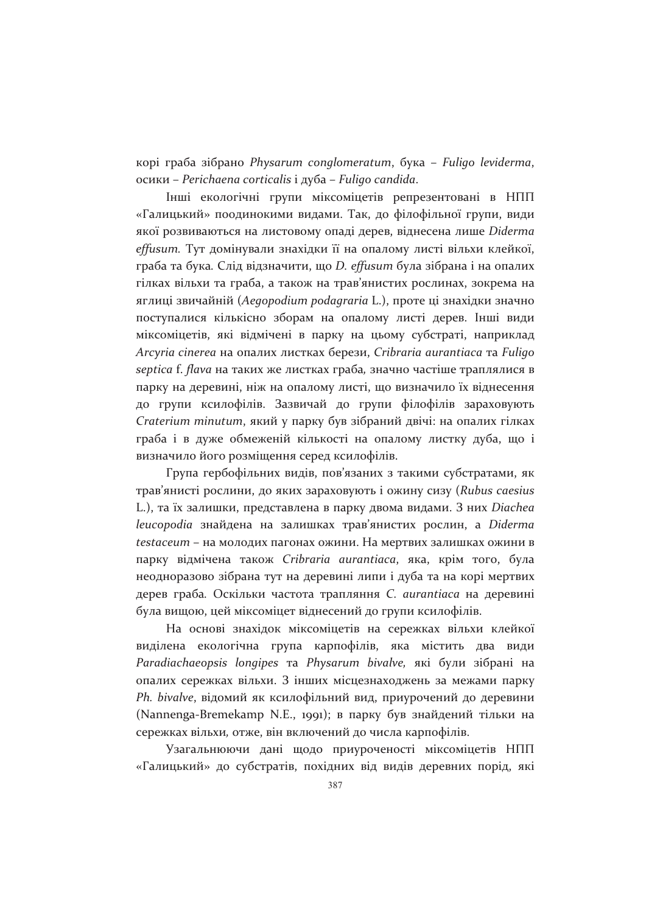корі граба зібрано *Physarum conglomeratum*, бука – *Fuligo leviderma*, осики – *Perichaena corticalis* і дуба – *Fuligo candida*.

Інші екологічні групи міксоміцетів репрезентовані в НПП «Галицький» поодинокими видами. Так, до філофільної групи, види якої розвиваються на листовому опаді дерев, віднесена лише *Diderma effusum*. Тут домінували знахідки її на опалому листі вільхи клейкої, граба та бука. Слід відзначити, що *D. effusum* була зібрана і на опалих гілках вільхи та граба, а також на трав'янистих рослинах, зокрема на яглиці звичайній (*Aegopodium podagraria* L.), проте ці знахідки значно поступалися кількісно зборам на опалому листі дерев. Інші види міксоміцетів, які відмічені в парку на цьому субстраті, наприклад *Arcyria cinerea* на опалих листках берези, *Cribraria aurantiaca* та *Fuligo septica* f. *flava* на таких же листках граба, значно частіше траплялися в парку на деревині, ніж на опалому листі, що визначило їх віднесення до групи ксилофілів. Зазвичай до групи філофілів зараховують *Craterium minutum*, який у парку був зібраний двічі: на опалих гілках граба і в дуже обмеженій кількості на опалому листку дуба, що і визначило його розміщення серед ксилофілів.

Група гербофільних видів, пов'язаних з такими субстратами, як трав'янисті рослини, до яких зараховують і ожину сизу (*Rubus caesius* L.), та їх залишки, представлена в парку двома видами. З них *Diachea leucopodia* знайдена на залишках трав'янистих рослин, а *Diderma testaceum* – на молодих пагонах ожини. На мертвих залишках ожини в парку відмічена також *Cribraria aurantiaca*, яка, крім того, була неодноразово зібрана тут на деревині липи і дуба та на корі мертвих дерев граба. Оскільки частота трапляння *C. aurantiaca* на деревині була вищою, цей міксоміцет віднесений до групи ксилофілів.

На основі знахідок міксоміцетів на сережках вільхи клейкої виділена екологічна група карпофілів, яка містить два види *Paradiachaeopsis longipes* та *Physarum bivalve*, які були зібрані на опалих сережках вільхи. З інших місцезнаходжень за межами парку *Ph. bivalve*, відомий як ксилофільний вид, приурочений до деревини (Nannenga-Bremekamp N.E., 1991); в парку був знайдений тільки на сережках вільхи, отже, він включений до числа карпофілів.

Узагальнюючи дані щодо приуроченості міксоміцетів НПП «Галицький» до субстратів, похідних від видів деревних порід, які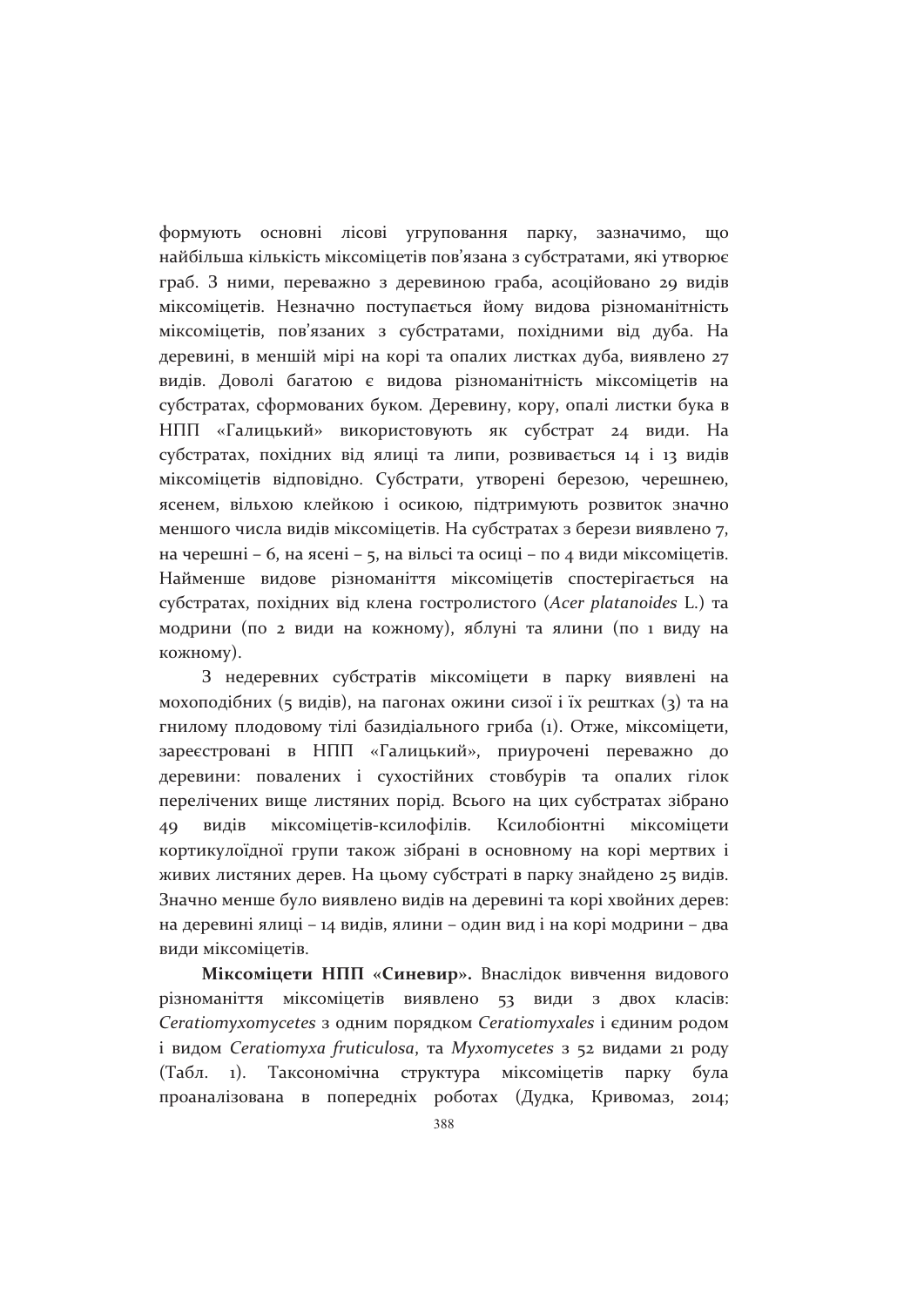формують основні лісові угруповання парку, зазначимо, що найбільша кількість міксоміцетів пов’язана з субстратами, які утворює граб. З ними, переважно з деревиною граба, асоційовано 29 видів міксоміцетів. Незначно поступається йому видова різноманітність міксоміцетів, пов’язаних з субстратами, похідними від дуба. На деревині, в меншій мірі на корі та опалих листках дуба, виявлено 27 видів. Доволі багатою є видова різноманітність міксоміцетів на субстратах, сформованих буком. Деревину, кору, опалі листки бука в НПП «Галицький» використовують як субстрат 24 види. На субстратах, похідних від ялиці та липи, розвивається 14 і 13 видів міксоміцетів відповідно. Субстрати, утворені березою, черешнею, ясенем, вільхою клейкою і осикою, підтримують розвиток значно меншого числа видів міксоміцетів. На субстратах з берези виявлено 7, на черешні – 6, на ясені – 5, на вільсі та осиці – по 4 види міксоміцетів. Найменше видове різноманіття міксоміцетів спостерігається на субстратах, похідних від клена гостролистого (*Acer platanoides* L.) та модрини (по 2 види на кожному), яблуні та ялини (по 1 виду на кожному).

З недеревних субстратів міксоміцети в парку виявлені на мохоподібних (5 видів), на пагонах ожини сизої і їх рештках (3) та на гнилому плодовому тілі базидіального гриба (1). Отже, міксоміцети, зареєстровані в НПП «Галицький», приурочені переважно до деревини: повалених і сухостійних стовбурів та опалих гілок перелічених вище листяних порід. Всього на цих субстратах зібрано 49 видів міксоміцетів-ксилофілів. Ксилобіонтні міксоміцети кортикулоїдної групи також зібрані в основному на корі мертвих і живих листяних дерев. На цьому субстраті в парку знайдено 25 видів. Значно менше було виявлено видів на деревині та корі хвойних дерев: на деревині ялиці – 14 видів, ялини – один вид і на корі модрини – два види міксоміцетів.

**Міксоміцети НПП «Синевир».** Внаслідок вивчення видового різноманіття міксоміцетів виявлено 53 види з двох класів: *Ceratiomyxomycetes* з одним порядком *Ceratiomyxales* і єдиним родом і видом *Ceratiomyxa fruticulosa*, та *Myxomycetes* з 52 видами 21 роду (Табл. 1). Таксономічна структура міксоміцетів парку була проаналізована в попередніх роботах (Дудка, Кривомаз, 2014;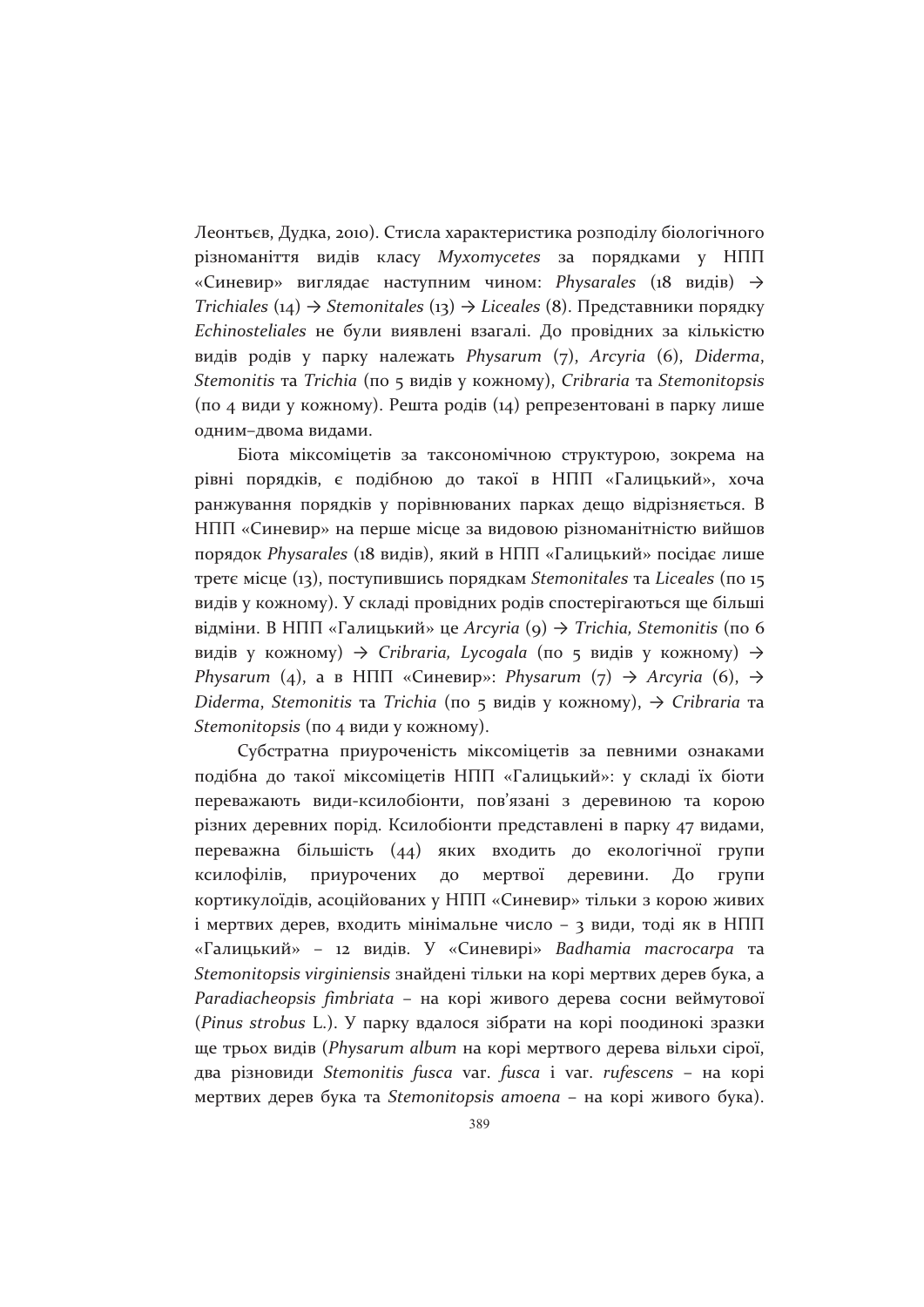Леонтьєв, Дудка, 2010). Стисла характеристика розподілу біологічного різноманіття видів класу *Myxomycetes* за порядками у НПП «Синевир» виглядає наступним чином: *Physarales* (18 видів) → *Trichiales* (14) → *Stemonitales* (13) → *Liceales* (8). Представники порядку *Echinosteliales* не були виявлені взагалі. До провідних за кількістю видів родів у парку належать *Physarum* (7), *Arcyria* (6), *Diderma*, *Stemonitis* та *Trichia* (по 5 видів у кожному), *Cribraria* та *Stemonitopsis* (по 4 види у кожному). Решта родів (14) репрезентовані в парку лише одним–двома видами.

Біота міксоміцетів за таксономічною структурою, зокрема на рівні порядків, є подібною до такої в НПП «Галицький», хоча ранжування порядків у порівнюваних парках дещо відрізняється. В НПП «Синевир» на перше місце за видовою різноманітністю вийшов порядок *Physarales* (18 видів), який в НПП «Галицький» посідає лише третє місце (13), поступившись порядкам *Stemonitales* та *Liceales* (по 15 видів у кожному). У складі провідних родів спостерігаються ще більші відміни. В НПП «Галицький» це *Arcyria* (9) → *Trichia, Stemonitis* (по 6 видів у кожному) → *Cribraria, Lycogala* (по 5 видів у кожному) → *Physarum* (4), а в НПП «Синевир»: *Physarum* (7) → *Arcyria* (6), → *Diderma*, *Stemonitis* та *Trichia* (по 5 видів у кожному), → *Cribraria* та *Stemonitopsis* (по 4 види у кожному).

Субстратна приуроченість міксоміцетів за певними ознаками подібна до такої міксоміцетів НПП «Галицький»: у складі їх біоти переважають види-ксилобіонти, пов'язані з деревиною та корою різних деревних порід. Ксилобіонти представлені в парку 47 видами, переважна більшість (44) яких входить до екологічної групи ксилофілів, приурочених до мертвої деревини. До групи кортикулоїдів, асоційованих у НПП «Синевир» тільки з корою живих і мертвих дерев, входить мінімальне число – 3 види, тоді як в НПП «Галицький» – 12 видів. У «Синевирі» *Badhamia macrocarpa* та *Stemonitopsis virginiensis* знайдені тільки на корі мертвих дерев бука, а *Paradiacheopsis fimbriata* – на корі живого дерева сосни веймутової (*Pinus strobus* L.). У парку вдалося зібрати на корі поодинокі зразки ще трьох видів (*Physarum album* на корі мертвого дерева вільхи сірої, два різновиди *Stemonitis fusca* var. *fusca* і var. *rufescens* – на корі мертвих дерев бука та *Stemonitopsis amoena* – на корі живого бука).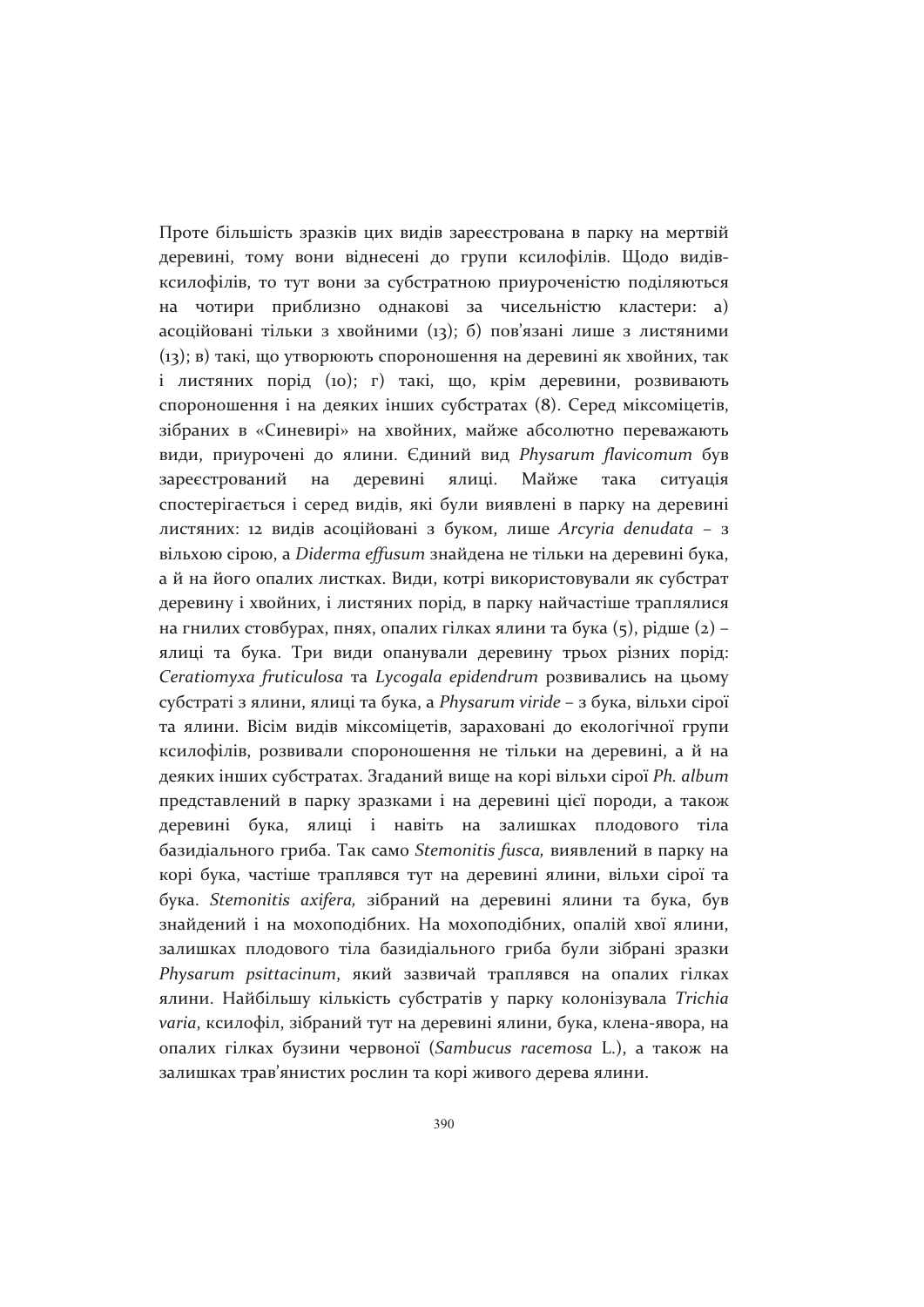Проте більшість зразків цих видів зареєстрована в парку на мертвій деревині, тому вони віднесені до групи ксилофілів. Щодо видів-ксилофілів, то тут вони за субстратною приуроченістю поділяються на чотири приблизно однакові за чисельністю кластери: а) асоційовані тільки з хвойними (13); б) пов'язані лише з листяними (13); в) такі, що утворюють спороношення на деревині як хвойних, так і листяних порід (10); г) такі, що, крім деревини, розвивають спороношення і на деяких інших субстратах (8). Серед міксоміцетів, зібраних в «Синевирі» на хвойних, майже абсолютно переважають види, приурочені до ялини. Єдиний вид *Physarum flavicomum* був зареєстрований на деревині ялиці. Майже така ситуація спостерігається і серед видів, які були виявлені в парку на деревині листяних: 12 видів асоційовані з буком, лише *Arcyria denudata* – з вільхою сірою, а *Diderma effusum* знайдена не тільки на деревині бука, а й на його опалих листках. Види, котрі використовували як субстрат деревину і хвойних, і листяних порід, в парку найчастіше траплялися на гнилих стовбурах, пнях, опалих гілках ялини та бука (5), рідше (2) – ялиці та бука. Три види опанували деревину трьох різних порід: *Ceratiomyxa fruticulosa* та *Lycogala epidendrum* розвивались на цьому субстраті з ялини, ялиці та бука, а *Physarum viride* – з бука, вільхи сірої та ялини. Вісім видів міксоміцетів, зараховані до екологічної групи ксилофілів, розвивали спороношення не тільки на деревині, а й на деяких інших субстратах. Згаданий вище на корі вільхи сірої *Ph. album* представлений в парку зразками і на деревині цієї породи, а також деревині бука, ялиці і навіть на залишках плодового тіла базидіального гриба. Так само *Stemonitis fusca,* виявлений в парку на корі бука, частіше траплявся тут на деревині ялини, вільхи сірої та бука. *Stemonitis axifera,* зібраний на деревині ялини та бука, був знайдений і на мохоподібних. На мохоподібних, опалій хвої ялини, залишках плодового тіла базидіального гриба були зібрані зразки *Physarum psittacinum*, який зазвичай траплявся на опалих гілках ялини. Найбільшу кількість субстратів у парку колонізувала *Trichia varia*, ксилофіл, зібраний тут на деревині ялини, бука, клена-явора, на опалих гілках бузини червоної (*Sambucus racemosa* L.), а також на залишках трав'янистих рослин та корі живого дерева ялини.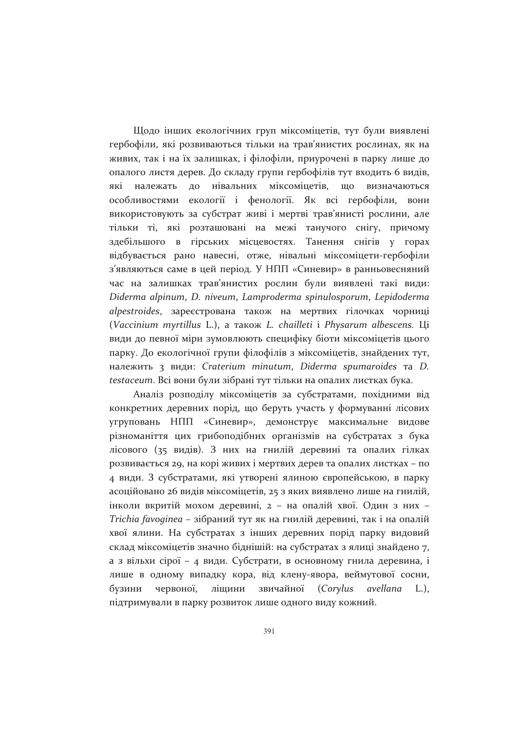Щодо інших екологічних груп міксоміцетів, тут були виявлені гербофіли, які розвиваються тільки на трав'янистих рослинах, як на живих, так і на їх залишках, і філофіли, приурочені в парку лише до опалого листя дерев. До складу групи гербофілів тут входить 6 видів, які належать до нівальних міксоміцетів, що визначаються особливостями екології і фенології. Як всі гербофіли, вони використовують за субстрат живі і мертві трав'янисті рослини, але тільки ті, які розташовані на межі танучого снігу, причому здебільшого в гірських місцевостях. Танення снігів у горах відбувається рано навесні, отже, нівальні міксоміцети-гербофіли з'являються саме в цей період. У НПП «Синевир» в ранньовесняний час на залишках трав'янистих рослин були виявлені такі види: *Diderma alpinum*, *D. niveum*, *Lamproderma spinulosporum*, *Lepidoderma alpestroides*, зареєстрована також на мертвих гілочках чорниці (*Vaccinium myrtillus* L.), а також *L. chailleti* і *Physarum albescens.* Ці види до певної міри зумовлюють специфіку біоти міксоміцетів цього парку. До екологічної групи філофілів з міксоміцетів, знайдених тут, належить 3 види: *Craterium minutum*, *Diderma spumaroides* та *D. testaceum*. Всі вони були зібрані тут тільки на опалих листках бука.

Аналіз розподілу міксоміцетів за субстратами, похідними від конкретних деревних порід, що беруть участь у формуванні лісових угруповань НПП «Синевир», демонструє максимальне видове різноманіття цих грибоподібних організмів на субстратах з бука лісового (35 видів). З них на гнилій деревині та опалих гілках розвивається 29, на корі живих і мертвих дерев та опалих листках – по 4 види. З субстратами, які утворені ялиною європейською, в парку асоційовано 26 видів міксоміцетів, 25 з яких виявлено лише на гнилій, інколи вкритій мохом деревині, 2 – на опалій хвої. Один з них – *Trichia favoginea* – зібраний тут як на гнилій деревині, так і на опалій хвої ялини. На субстратах з інших деревних порід парку видовий склад міксоміцетів значно бідніший: на субстратах з ялиці знайдено 7, а з вільхи сірої – 4 види. Субстрати, в основному гнила деревина, і лише в одному випадку кора, від клену-явора, веймутової сосни, бузини червоної, ліщини звичайної (*Corylus avellana* L.), підтримували в парку розвиток лише одного виду кожний.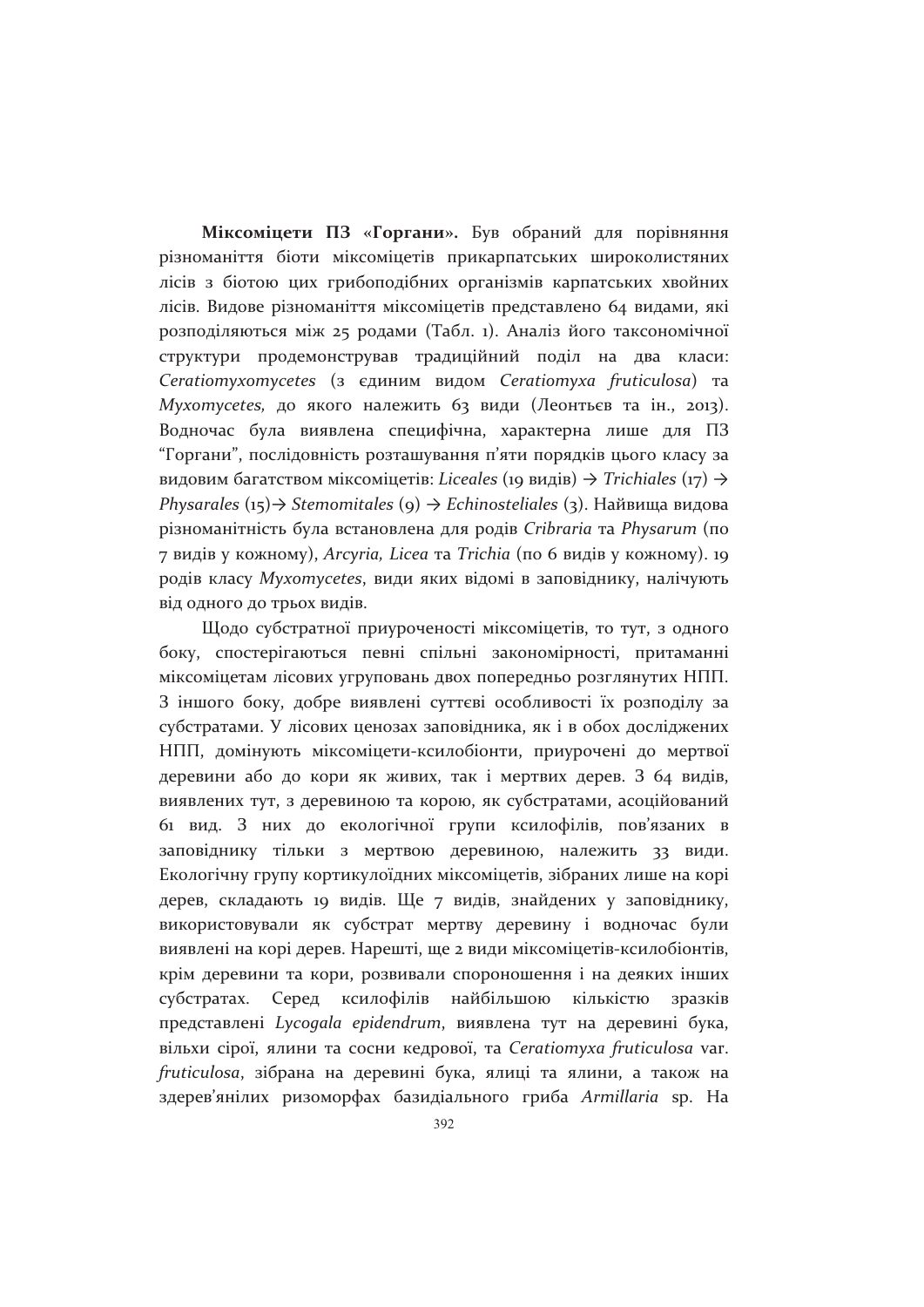**Міксоміцети ПЗ «Горгани».** Був обраний для порівняння різноманіття біоти міксоміцетів прикарпатських широколистяних лісів з біотою цих грибоподібних організмів карпатських хвойних лісів. Видове різноманіття міксоміцетів представлено 64 видами, які розподіляються між 25 родами (Табл. 1). Аналіз його таксономічної структури продемонстрував традиційний поділ на два класи: *Ceratiomyxomycetes* (з єдиним видом *Ceratiomyxa fruticulosa*) та *Myxomycetes,* до якого належить 63 види (Леонтьєв та ін., 2013). Водночас була виявлена специфічна, характерна лише для ПЗ "Горгани", послідовність розташування п'яти порядків цього класу за видовим багатством міксоміцетів: *Liceales* (19 видів) → *Trichiales* (17) → *Physarales* (15)→ *Stemomitales* (9) → *Echinosteliales* (3). Найвища видова різноманітність була встановлена для родів *Cribraria* та *Physarum* (по 7 видів у кожному), *Arcyria, Licea* та *Trichia* (по 6 видів у кожному). 19 родів класу *Myxomycetes*, види яких відомі в заповіднику, налічують від одного до трьох видів.

Щодо субстратної приуроченості міксоміцетів, то тут, з одного боку, спостерігаються певні спільні закономірності, притаманні міксоміцетам лісових угруповань двох попередньо розглянутих НПП. З іншого боку, добре виявлені суттєві особливості їх розподілу за субстратами. У лісових ценозах заповідника, як і в обох досліджених НПП, домінують міксоміцети-ксилобіонти, приурочені до мертвої деревини або до кори як живих, так і мертвих дерев. З 64 видів, виявлених тут, з деревиною та корою, як субстратами, асоційований 61 вид. З них до екологічної групи ксилофілів, пов'язаних в заповіднику тільки з мертвою деревиною, належить 33 види. Екологічну групу кортикулоїдних міксоміцетів, зібраних лише на корі дерев, складають 19 видів. Ще 7 видів, знайдених у заповіднику, використовували як субстрат мертву деревину і водночас були виявлені на корі дерев. Нарешті, ще 2 види міксоміцетів-ксилобіонтів, крім деревини та кори, розвивали спороношення і на деяких інших субстратах. Серед ксилофілів найбільшою кількістю зразків представлені *Lycogala epidendrum*, виявлена тут на деревині бука, вільхи сірої, ялини та сосни кедрової, та *Ceratiomyxa fruticulosa* var. *fruticulosa*, зібрана на деревині бука, ялиці та ялини, а також на здерев'янілих ризоморфах базидіального гриба *Armillaria* sp. На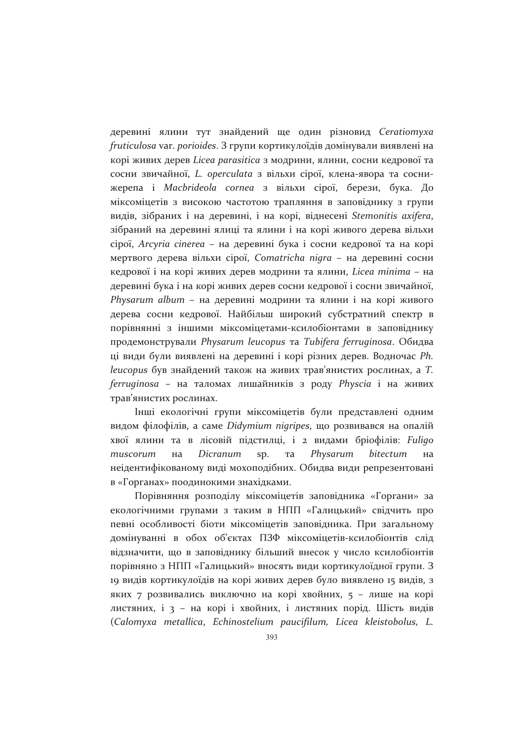деревині ялини тут знайдений ще один різновид *Ceratiomyxa fruticulosa* var. *porioides*. З групи кортикулоїдів домінували виявлені на корі живих дерев *Licea parasitica* з модрини, ялини, сосни кедрової та сосни звичайної, *L. operculata* з вільхи сірої, клена-явора та сосни-жерепа і *Macbrideola cornea* з вільхи сірої, берези, бука. До міксоміцетів з високою частотою трапляння в заповіднику з групи видів, зібраних і на деревині, і на корі, віднесені *Stemonitis axifera*, зібраний на деревині ялиці та ялини і на корі живого дерева вільхи сірої, *Arcyria cinerea* – на деревині бука і сосни кедрової та на корі мертвого дерева вільхи сірої, *Comatricha nigra* – на деревині сосни кедрової і на корі живих дерев модрини та ялини, *Licea minima* – на деревині бука і на корі живих дерев сосни кедрової і сосни звичайної, *Physarum album* – на деревині модрини та ялини і на корі живого дерева сосни кедрової. Найбільш широкий субстратний спектр в порівнянні з іншими міксоміцетами-ксилобіонтами в заповіднику продемонстрували *Physarum leucopus* та *Tubifera ferruginosa*. Обидва ці види були виявлені на деревині і корі різних дерев. Водночас *Ph. leucopus* був знайдений також на живих трав'янистих рослинах, а *T. ferruginosa* – на таломах лишайників з роду *Physcia* і на живих трав'янистих рослинах.

Інші екологічні групи міксоміцетів були представлені одним видом філофілів, а саме *Didymium nigripes*, що розвивався на опалій хвої ялини та в лісовій підстилці, і 2 видами бріофілів: *Fuligo muscorum* на *Dicranum* sp. та *Physarum bitectum* на неідентифікованому виді мохоподібних. Обидва види репрезентовані в «Горганах» поодинокими знахідками.

Порівняння розподілу міксоміцетів заповідника «Горгани» за екологічними групами з таким в НПП «Галицький» свідчить про певні особливості біоти міксоміцетів заповідника. При загальному домінуванні в обох об'єктах ПЗФ міксоміцетів-ксилобіонтів слід відзначити, що в заповіднику більший внесок у число ксилобіонтів порівняно з НПП «Галицький» вносять види кортикулоїдної групи. З 19 видів кортикулоїдів на корі живих дерев було виявлено 15 видів, з яких 7 розвивались виключно на корі хвойних, 5 – лише на корі листяних, і 3 – на корі і хвойних, і листяних порід. Шість видів (*Calomyxa metallica*, *Echinostelium paucifilum*, *Licea kleistobolus*, *L.*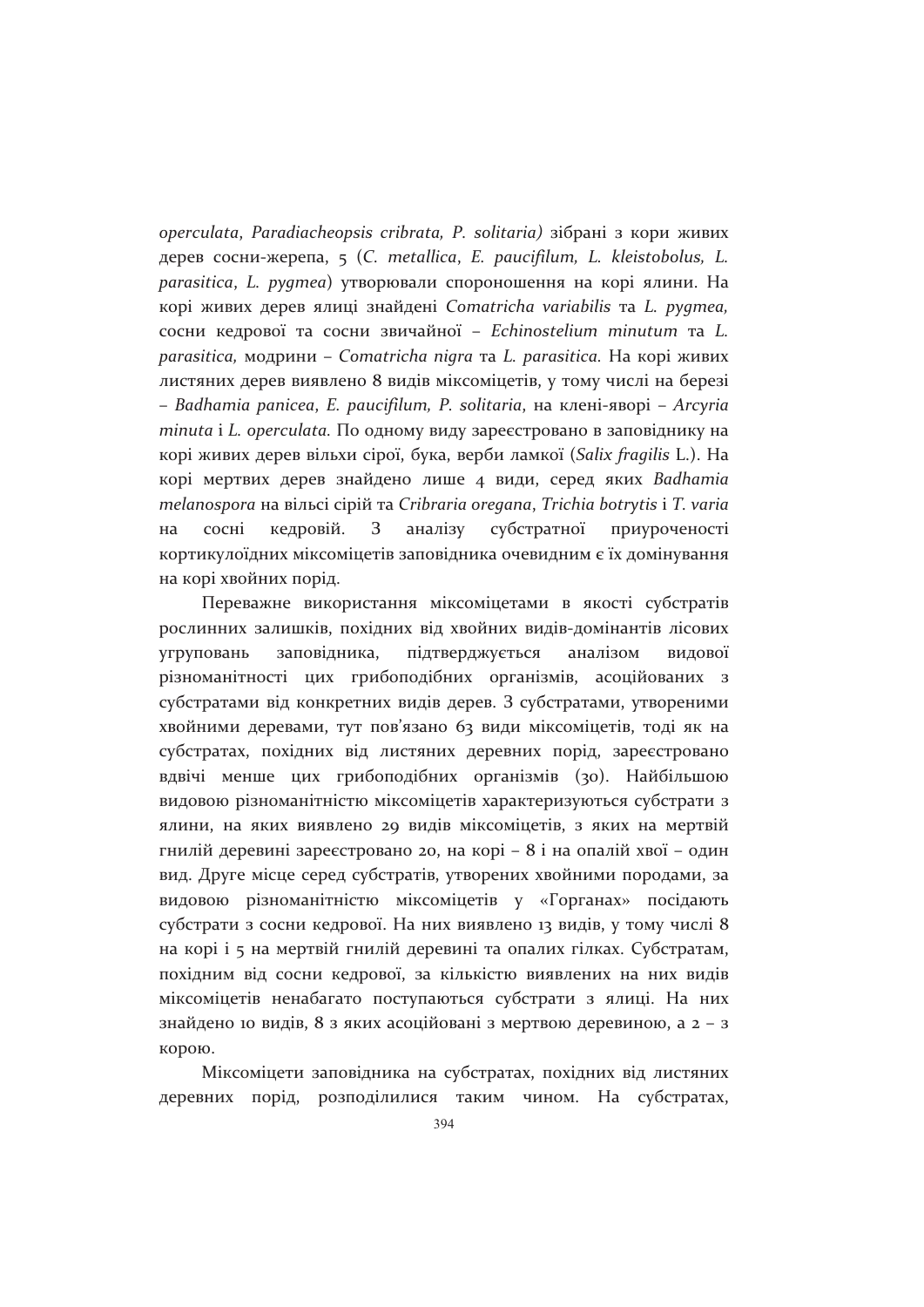*operculata*, *Paradiacheopsis cribrata, P. solitaria)* зібрані з кори живих дерев сосни-жерепа, 5 (*C. metallica*, *E. paucifilum, L. kleistobolus, L. parasitica*, *L. pygmea*) утворювали спороношення на корі ялини. На корі живих дерев ялиці знайдені *Comatricha variabilis* та *L. pygmea,* сосни кедрової та сосни звичайної – *Echinostelium minutum* та *L. parasitica,* модрини – *Comatricha nigra* та *L. parasitica.* На корі живих листяних дерев виявлено 8 видів міксоміцетів, у тому числі на березі – *Badhamia panicea, E. paucifilum, P. solitaria*, на клені-яворі – *Arcyria minuta* і *L. operculata.* По одному виду зареєстровано в заповіднику на корі живих дерев вільхи сірої, бука, верби ламкої (*Salix fragilis* L.). На корі мертвих дерев знайдено лише 4 види, серед яких *Badhamia melanospora* на вільсі сірій та *Cribraria oregana*, *Trichia botrytis* і *T. varia* на сосні кедровій. З аналізу субстратної приуроченості кортикулоїдних міксоміцетів заповідника очевидним є їх домінування на корі хвойних порід.

Переважне використання міксоміцетами в якості субстратів рослинних залишків, похідних від хвойних видів-домінантів лісових угруповань заповідника, підтверджується аналізом видової різноманітності цих грибоподібних організмів, асоційованих з субстратами від конкретних видів дерев. З субстратами, утвореними хвойними деревами, тут пов'язано 63 види міксоміцетів, тоді як на субстратах, похідних від листяних деревних порід, зареєстровано вдвічі менше цих грибоподібних організмів (30). Найбільшою видовою різноманітністю міксоміцетів характеризуються субстрати з ялини, на яких виявлено 29 видів міксоміцетів, з яких на мертвій гнилій деревині зареєстровано 20, на корі – 8 і на опалій хвої – один вид. Друге місце серед субстратів, утворених хвойними породами, за видовою різноманітністю міксоміцетів у «Горганах» посідають субстрати з сосни кедрової. На них виявлено 13 видів, у тому числі 8 на корі і 5 на мертвій гнилій деревині та опалих гілках. Субстратам, похідним від сосни кедрової, за кількістю виявлених на них видів міксоміцетів ненабагато поступаються субстрати з ялиці. На них знайдено 10 видів, 8 з яких асоційовані з мертвою деревиною, а 2 – з корою.

Міксоміцети заповідника на субстратах, похідних від листяних деревних порід, розподілилися таким чином. На субстратах,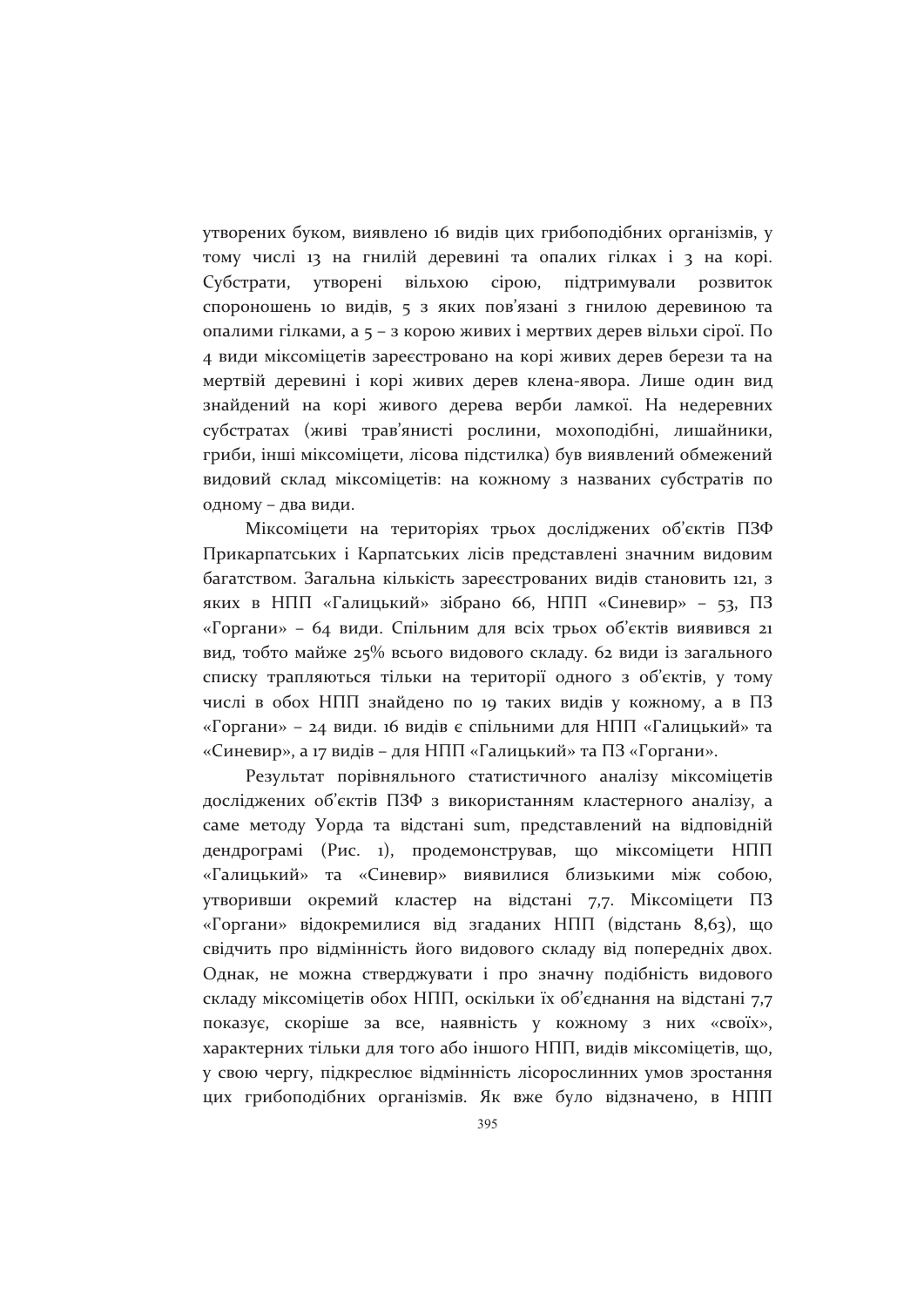утворених буком, виявлено 16 видів цих грибоподібних організмів, у тому числі 13 на гнилій деревині та опалих гілках і 3 на корі. Субстрати, утворені вільхою сірою, підтримували розвиток спороношень 10 видів, 5 з яких пов'язані з гнилою деревиною та опалими гілками, а 5 – з корою живих і мертвих дерев вільхи сірої. По 4 види міксоміцетів зареєстровано на корі живих дерев берези та на мертвій деревині і корі живих дерев клена-явора. Лише один вид знайдений на корі живого дерева верби ламкої. На недеревних субстратах (живі трав'янисті рослини, мохоподібні, лишайники, гриби, інші міксоміцети, лісова підстилка) був виявлений обмежений видовий склад міксоміцетів: на кожному з названих субстратів по одному – два види.

Міксоміцети на територіях трьох досліджених об'єктів ПЗФ Прикарпатських і Карпатських лісів представлені значним видовим багатством. Загальна кількість зареєстрованих видів становить 121, з яких в НПП «Галицький» зібрано 66, НПП «Синевир» – 53, ПЗ «Горгани» – 64 види. Спільним для всіх трьох об'єктів виявився 21 вид, тобто майже 25% всього видового складу. 62 види із загального списку трапляються тільки на території одного з об'єктів, у тому числі в обох НПП знайдено по 19 таких видів у кожному, а в ПЗ «Горгани» – 24 види. 16 видів є спільними для НПП «Галицький» та «Синевир», а 17 видів – для НПП «Галицький» та ПЗ «Горгани».

Результат порівняльного статистичного аналізу міксоміцетів досліджених об'єктів ПЗФ з використанням кластерного аналізу, а саме методу Уорда та відстані sum, представлений на відповідній дендрограмі (Рис. 1), продемонстрував, що міксоміцети НПП «Галицький» та «Синевир» виявилися близькими між собою, утворивши окремий кластер на відстані 7,7. Міксоміцети ПЗ «Горгани» відокремилися від згаданих НПП (відстань 8,63), що свідчить про відмінність його видового складу від попередніх двох. Однак, не можна стверджувати і про значну подібність видового складу міксоміцетів обох НПП, оскільки їх об'єднання на відстані 7,7 показує, скоріше за все, наявність у кожному з них «своїх», характерних тільки для того або іншого НПП, видів міксоміцетів, що, у свою чергу, підкреслює відмінність лісорослинних умов зростання цих грибоподібних організмів. Як вже було відзначено, в НПП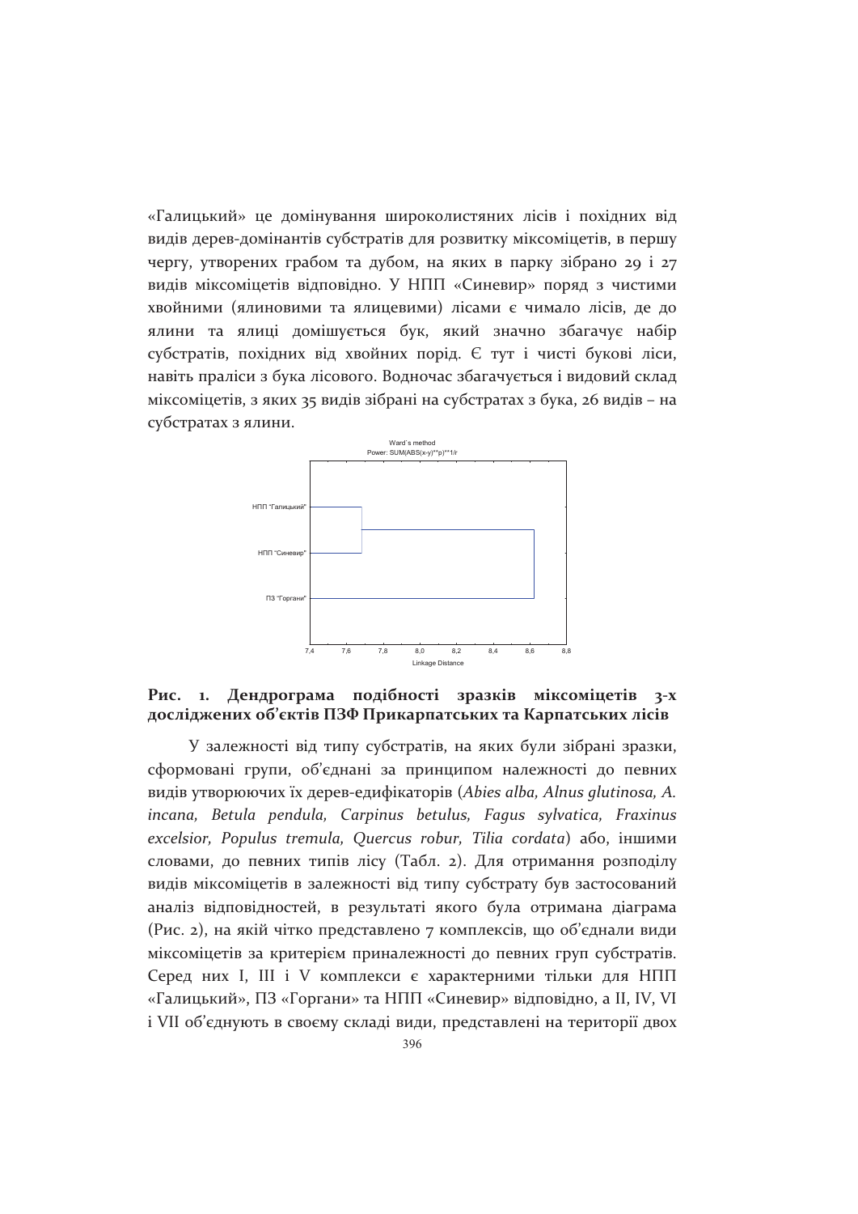«Галицький» це домінування широколистяних лісів і похідних від видів дерев-домінантів субстратів для розвитку міксоміцетів, в першу чергу, утворених грабом та дубом, на яких в парку зібрано 29 і 27 видів міксоміцетів відповідно. У НПП «Синевир» поряд з чистими хвойними (ялиновими та ялицевими) лісами є чимало лісів, де до ялини та ялиці домішується бук, який значно збагачує набір субстратів, похідних від хвойних порід. Є тут і чисті букові ліси, навіть праліси з бука лісового. Водночас збагачується і видовий склад міксоміцетів, з яких 35 видів зібрані на субстратах з бука, 26 видів – на субстратах з ялини.

**Рис. 1. Дендрограма подібності зразків міксоміцетів 3-х досліджених об'єктів ПЗФ Прикарпатських та Карпатських лісів**

У залежності від типу субстратів, на яких були зібрані зразки, сформовані групи, об'єднані за принципом належності до певних видів утворюючих їх дерев-едифікаторів (*Abies alba, Alnus glutinosa, A. incana, Betula pendula, Carpinus betulus, Fagus sylvatica, Fraxinus excelsior, Populus tremula, Quercus robur, Tilia cordata*) або, іншими словами, до певних типів лісу (Табл. 2). Для отримання розподілу видів міксоміцетів в залежності від типу субстрату був застосований аналіз відповідностей, в результаті якого була отримана діаграма (Рис. 2), на якій чітко представлено 7 комплексів, що об'єднали види міксоміцетів за критерієм приналежності до певних груп субстратів. Серед них I, III і V комплекси є характерними тільки для НПП «Галицький», ПЗ «Горгани» та НПП «Синевир» відповідно, а II, IV, VI і VII об'єднують в своєму складі види, представлені на території двох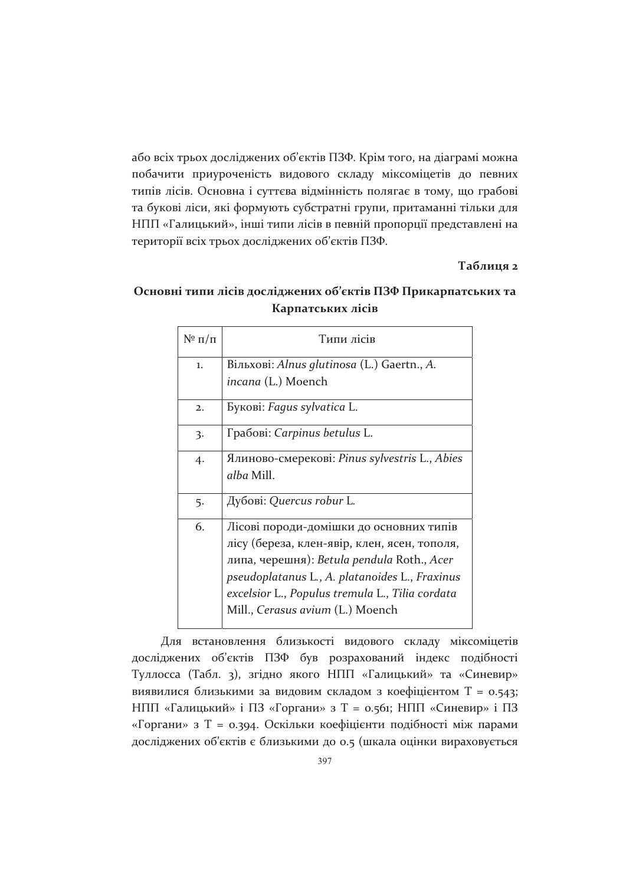або всіх трьох досліджених об'єктів ПЗФ. Крім того, на діаграмі можна побачити приуроченість видового складу міксоміцетів до певних типів лісів. Основна і суттєва відмінність полягає в тому, що грабові та букові ліси, які формують субстратні групи, притаманні тільки для НПП «Галицький», інші типи лісів в певній пропорції представлені на території всіх трьох досліджених об'єктів ПЗФ.

**Таблиця 2**

**Основні типи лісів досліджених об'єктів ПЗФ Прикарпатських та Карпатських лісів**

| № п/п | Типи лісів |
|---|---|
| 1. | Вільхові: *Alnus glutinosa* (L.) Gaertn., *A. incana* (L.) Moench |
| 2. | Букові: *Fagus sylvatica* L. |
| 3. | Грабові: *Carpinus betulus* L. |
| 4. | Ялиново-смерекові: *Pinus sylvestris* L., *Abies alba* Mill. |
| 5. | Дубові: *Quercus robur* L. |
| 6. | Лісові породи-домішки до основних типів лісу (береза, клен-явір, клен, ясен, тополя, липа, черешня): *Betula pendula* Roth., *Acer pseudoplatanus* L., *A. platanoides* L., *Fraxinus excelsior* L., *Populus tremula* L., *Tilia cordata* Mill., *Cerasus avium* (L.) Moench |

Для встановлення близькості видового складу міксоміцетів досліджених об'єктів ПЗФ був розрахований індекс подібності Туллосса (Табл. 3), згідно якого НПП «Галицький» та «Синевир» виявилися близькими за видовим складом з коефіцієнтом T = 0.543; НПП «Галицький» і ПЗ «Горгани» з T = 0.561; НПП «Синевир» і ПЗ «Горгани» з T = 0.394. Оскільки коефіцієнти подібності між парами досліджених об'єктів є близькими до 0.5 (шкала оцінки вираховується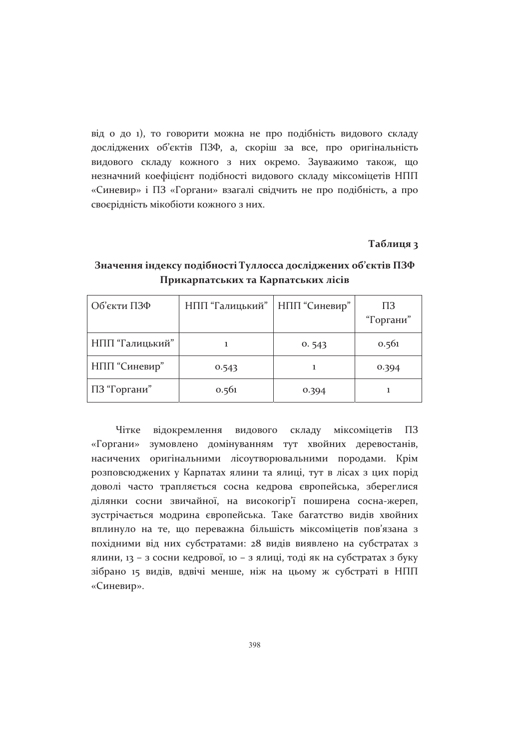від 0 до 1), то говорити можна не про подібність видового складу досліджених об'єктів ПЗФ, а, скоріш за все, про оригінальність видового складу кожного з них окремо. Зауважимо також, що незначний коефіцієнт подібності видового складу міксоміцетів НПП «Синевир» і ПЗ «Горгани» взагалі свідчить не про подібність, а про своєрідність мікобіоти кожного з них.

**Таблиця 3**

**Значення індексу подібності Туллосса досліджених об'єктів ПЗФ Прикарпатських та Карпатських лісів**

| Об'єкти ПЗФ | НПП "Галицький" | НПП "Синевир" | ПЗ "Горгани" |
|---|---|---|---|
| НПП "Галицький" | 1 | 0. 543 | 0.561 |
| НПП "Синевир" | 0.543 | 1 | 0.394 |
| ПЗ "Горгани" | 0.561 | 0.394 | 1 |

Чітке відокремлення видового складу міксоміцетів ПЗ «Горгани» зумовлено домінуванням тут хвойних деревостанів, насичених оригінальними лісоутворювальними породами. Крім розповсюджених у Карпатах ялини та ялиці, тут в лісах з цих порід доволі часто трапляється сосна кедрова європейська, збереглися ділянки сосни звичайної, на високогір'ї поширена сосна-жереп, зустрічається модрина європейська. Таке багатство видів хвойних вплинуло на те, що переважна більшість міксоміцетів пов'язана з похідними від них субстратами: 28 видів виявлено на субстратах з ялини, 13 – з сосни кедрової, 10 – з ялиці, тоді як на субстратах з буку зібрано 15 видів, вдвічі менше, ніж на цьому ж субстраті в НПП «Синевир».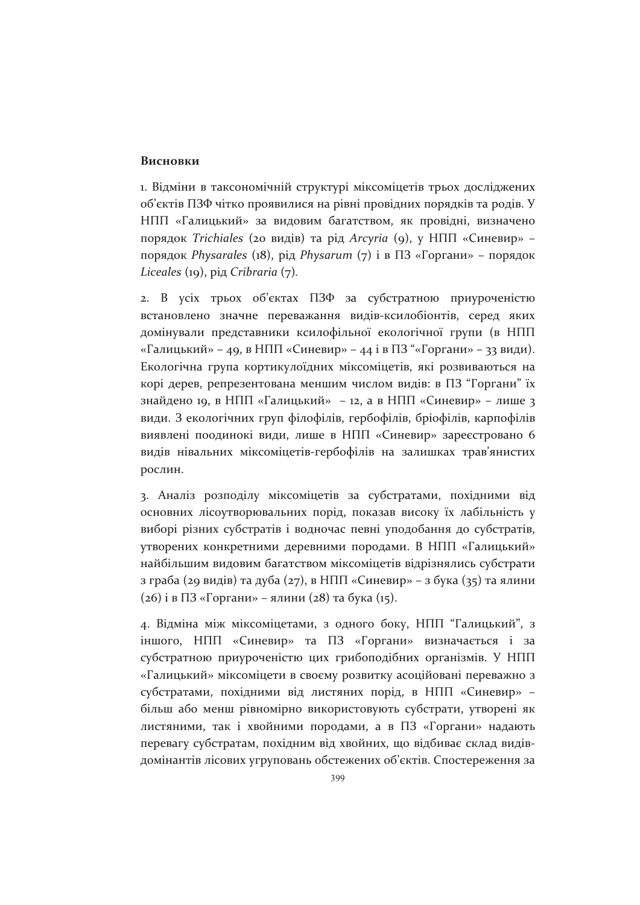**Висновки**

1. Відміни в таксономічній структурі міксоміцетів трьох досліджених об'єктів ПЗФ чітко проявилися на рівні провідних порядків та родів. У НПП «Галицький» за видовим багатством, як провідні, визначено порядок *Trichiales* (20 видів) та рід *Arcyria* (9), у НПП «Синевир» – порядок *Physarales* (18), рід *Physarum* (7) і в ПЗ «Горгани» – порядок *Liceales* (19), рід *Cribraria* (7).

2. В усіх трьох об'єктах ПЗФ за субстратною приуроченістю встановлено значне переважання видів-ксилобіонтів, серед яких домінували представники ксилофільної екологічної групи (в НПП «Галицький» – 49, в НПП «Синевир» – 44 і в ПЗ "«Горгани» – 33 види). Екологічна група кортикулоїдних міксоміцетів, які розвиваються на корі дерев, репрезентована меншим числом видів: в ПЗ "Горгани" їх знайдено 19, в НПП «Галицький» – 12, а в НПП «Синевир» – лише 3 види. З екологічних груп філофілів, гербофілів, бріофілів, карпофілів виявлені поодинокі види, лише в НПП «Синевир» зареєстровано 6 видів нівальних міксоміцетів-гербофілів на залишках трав'янистих рослин.

3. Аналіз розподілу міксоміцетів за субстратами, похідними від основних лісоутворювальних порід, показав високу їх лабільність у виборі різних субстратів і водночас певні уподобання до субстратів, утворених конкретними деревними породами. В НПП «Галицький» найбільшим видовим багатством міксоміцетів відрізнялись субстрати з граба (29 видів) та дуба (27), в НПП «Синевир» – з бука (35) та ялини (26) і в ПЗ «Горгани» – ялини (28) та бука (15).

4. Відміна між міксоміцетами, з одного боку, НПП "Галицький", з іншого, НПП «Синевир» та ПЗ «Горгани» визначається і за субстратною приуроченістю цих грибоподібних організмів. У НПП «Галицький» міксоміцети в своєму розвитку асоційовані переважно з субстратами, похідними від листяних порід, в НПП «Синевир» – більш або менш рівномірно використовують субстрати, утворені як листяними, так і хвойними породами, а в ПЗ «Горгани» надають перевагу субстратам, похідним від хвойних, що відбиває склад видів-домінантів лісових угруповань обстежених об'єктів. Спостереження за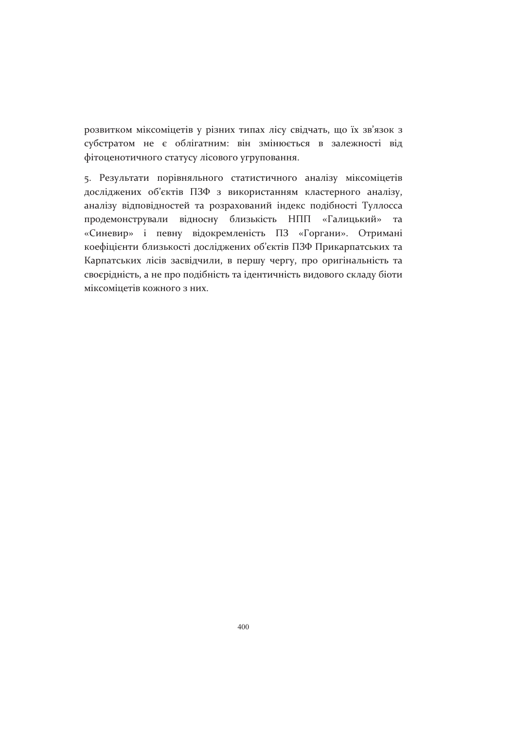розвитком міксоміцетів у різних типах лісу свідчать, що їх зв'язок з субстратом не є облігатним: він змінюється в залежності від фітоценотичного статусу лісового угруповання.

5. Результати порівняльного статистичного аналізу міксоміцетів досліджених об'єктів ПЗФ з використанням кластерного аналізу, аналізу відповідностей та розрахований індекс подібності Туллосса продемонстрували відносну близькість НПП «Галицький» та «Синевир» і певну відокремленість ПЗ «Горгани». Отримані коефіцієнти близькості досліджених об'єктів ПЗФ Прикарпатських та Карпатських лісів засвідчили, в першу чергу, про оригінальність та своєрідність, а не про подібність та ідентичність видового складу біоти міксоміцетів кожного з них.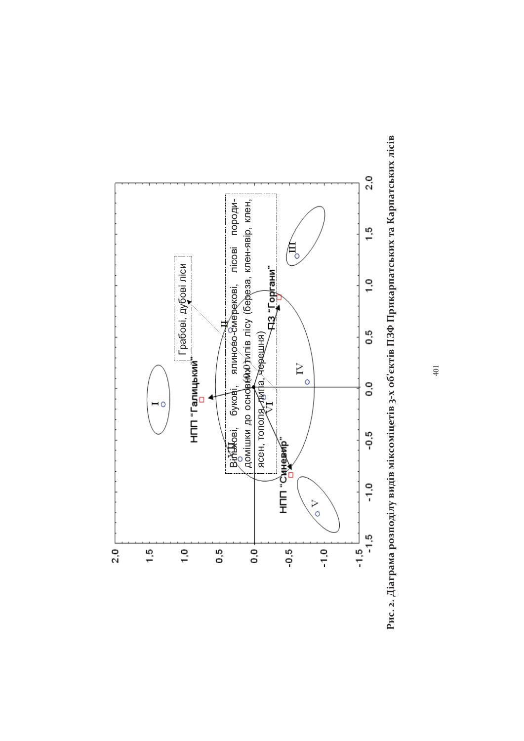Грабові, дубові ліси

Вільхові, букові, ялиново-смерекові, лісові породи-домішки до основних типів лісу (береза, клен-явір, клен, ясен, тополя, липа, черешня)

НПП "Галицький"

ПЗ "Горгани"

НПП "Синевир"

**Рис. 2. Діаграма розподілу видів міксоміцетів 3-х об'єктів ПЗФ Прикарпатських та Карпатських лісів**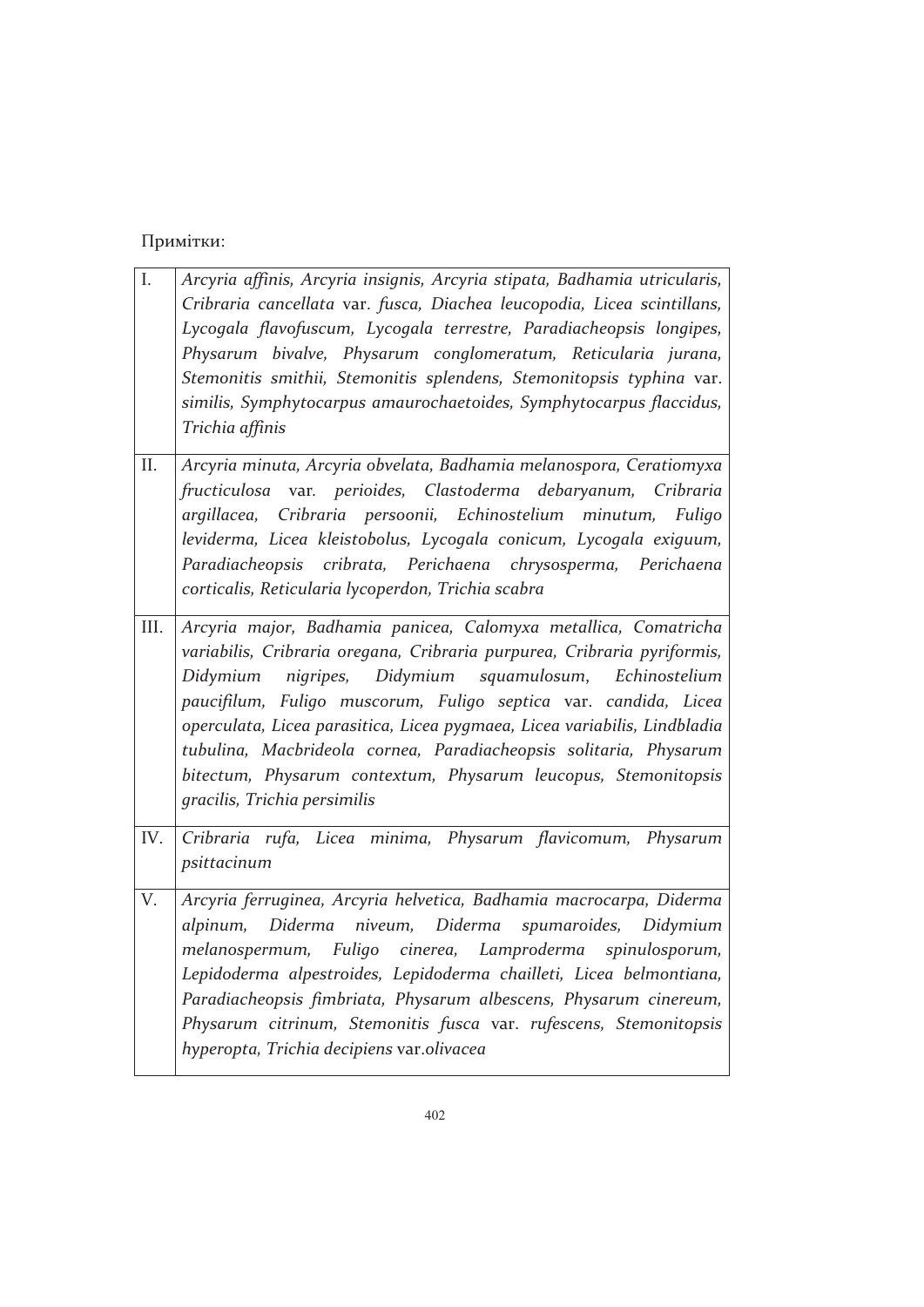Примітки:

| | |
|---|---|
| I. | *Arcyria affinis, Arcyria insignis, Arcyria stipata, Badhamia utricularis, Cribraria cancellata* var. *fusca, Diachea leucopodia, Licea scintillans, Lycogala flavofuscum, Lycogala terrestre, Paradiacheopsis longipes, Physarum bivalve, Physarum conglomeratum, Reticularia jurana, Stemonitis smithii, Stemonitis splendens, Stemonitopsis typhina* var. *similis, Symphytocarpus amaurochaetoides, Symphytocarpus flaccidus, Trichia affinis* |
| II. | *Arcyria minuta, Arcyria obvelata, Badhamia melanospora, Ceratiomyxa fructiculosa* var. *perioides, Clastoderma debaryanum, Cribraria argillacea, Cribraria persoonii, Echinostelium minutum, Fuligo leviderma, Licea kleistobolus, Lycogala conicum, Lycogala exiguum, Paradiacheopsis cribrata, Perichaena chrysosperma, Perichaena corticalis, Reticularia lycoperdon, Trichia scabra* |
| III. | *Arcyria major, Badhamia panicea, Calomyxa metallica, Comatricha variabilis, Cribraria oregana, Cribraria purpurea, Cribraria pyriformis, Didymium nigripes, Didymium squamulosum, Echinostelium paucifilum, Fuligo muscorum, Fuligo septica* var. *candida, Licea operculata, Licea parasitica, Licea pygmaea, Licea variabilis, Lindbladia tubulina, Macbrideola cornea, Paradiacheopsis solitaria, Physarum bitectum, Physarum contextum, Physarum leucopus, Stemonitopsis gracilis, Trichia persimilis* |
| IV. | *Cribraria rufa, Licea minima, Physarum flavicomum, Physarum psittacinum* |
| V. | *Arcyria ferruginea, Arcyria helvetica, Badhamia macrocarpa, Diderma alpinum, Diderma niveum, Diderma spumaroides, Didymium melanospermum, Fuligo cinerea, Lamproderma spinulosporum, Lepidoderma alpestroides, Lepidoderma chailleti, Licea belmontiana, Paradiacheopsis fimbriata, Physarum albescens, Physarum cinereum, Physarum citrinum, Stemonitis fusca* var. *rufescens, Stemonitopsis hyperopta, Trichia decipiens* var. *olivacea* |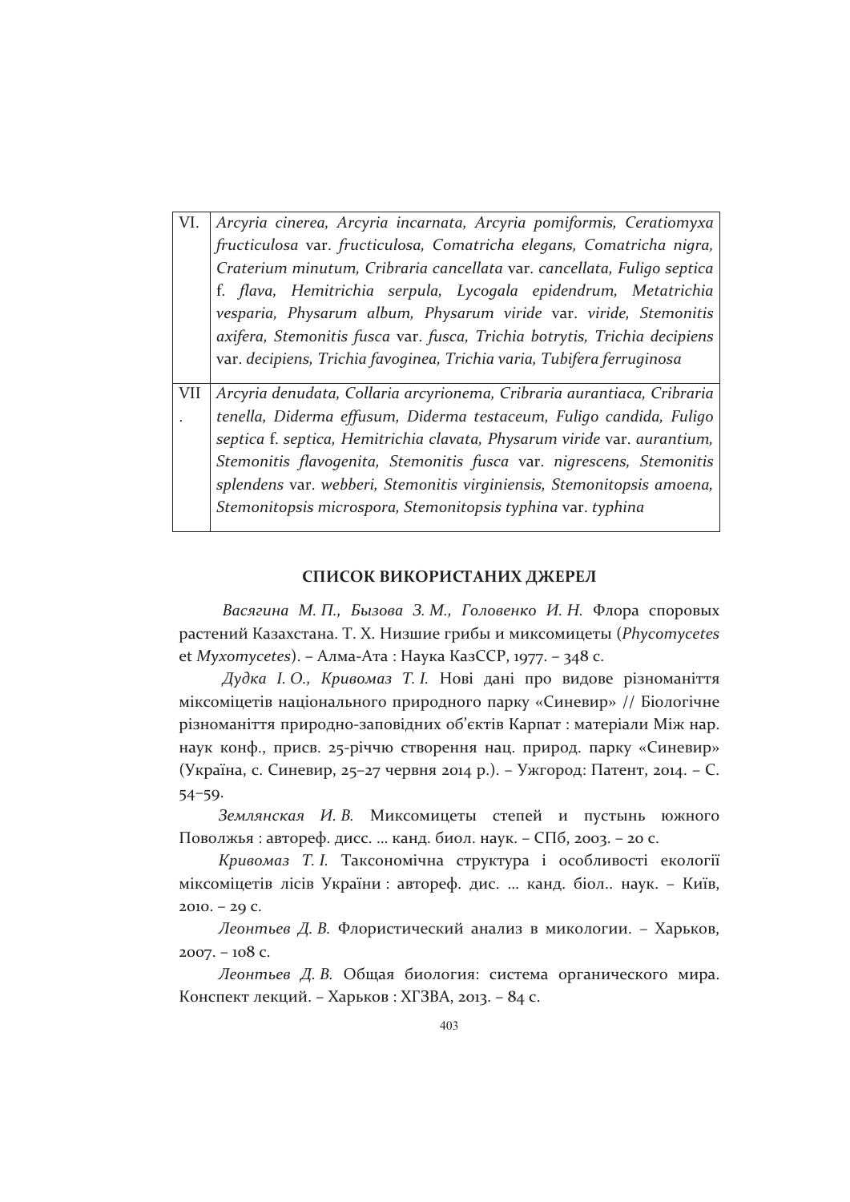| VI. | *Arcyria cinerea, Arcyria incarnata, Arcyria pomiformis, Ceratiomyxa fructiculosa* var. *fructiculosa, Comatricha elegans, Comatricha nigra, Craterium minutum, Cribraria cancellata* var. *cancellata, Fuligo septica* f. *flava, Hemitrichia serpula, Lycogala epidendrum, Metatrichia vesparia, Physarum album, Physarum viride* var. *viride, Stemonitis axifera, Stemonitis fusca* var. *fusca, Trichia botrytis, Trichia decipiens* var. *decipiens, Trichia favoginea, Trichia varia, Tubifera ferruginosa* |
|---|---|
| VII. | *Arcyria denudata, Collaria arcyrionema, Cribraria aurantiaca, Cribraria tenella, Diderma effusum, Diderma testaceum, Fuligo candida, Fuligo septica* f. *septica, Hemitrichia clavata, Physarum viride* var. *aurantium, Stemonitis flavogenita, Stemonitis fusca* var. *nigrescens, Stemonitis splendens* var. *webberi, Stemonitis virginiensis, Stemonitopsis amoena, Stemonitopsis microspora, Stemonitopsis typhina* var. *typhina* |

## СПИСОК ВИКОРИСТАНИХ ДЖЕРЕЛ

*Васягина М. П., Бызова З. М., Головенко И. Н.* Флора споровых растений Казахстана. Т. X. Низшие грибы и миксомицеты (*Phycomycetes* et *Myxomycetes*). – Алма-Ата : Наука КазССР, 1977. – 348 с.

*Дудка І. О., Кривомаз Т. І.* Нові дані про видове різноманіття міксоміцетів національного природного парку «Синевир» // Біологічне різноманіття природно-заповідних об'єктів Карпат : матеріали Між нар. наук конф., присв. 25-річчю створення нац. природ. парку «Синевир» (Україна, с. Синевир, 25–27 червня 2014 р.). – Ужгород: Патент, 2014. – С. 54–59.

*Землянская И. В.* Миксомицеты степей и пустынь южного Поволжья : автореф. дисс. ... канд. биол. наук. – СПб, 2003. – 20 с.

*Кривомаз Т. І.* Таксономічна структура і особливості екології міксоміцетів лісів України : автореф. дис. ... канд. біол.. наук. – Київ, 2010. – 29 с.

*Леонтьев Д. В.* Флористический анализ в микологии. – Харьков, 2007. – 108 с.

*Леонтьев Д. В.* Общая биология: система органического мира. Конспект лекций. – Харьков : ХГЗВА, 2013. – 84 с.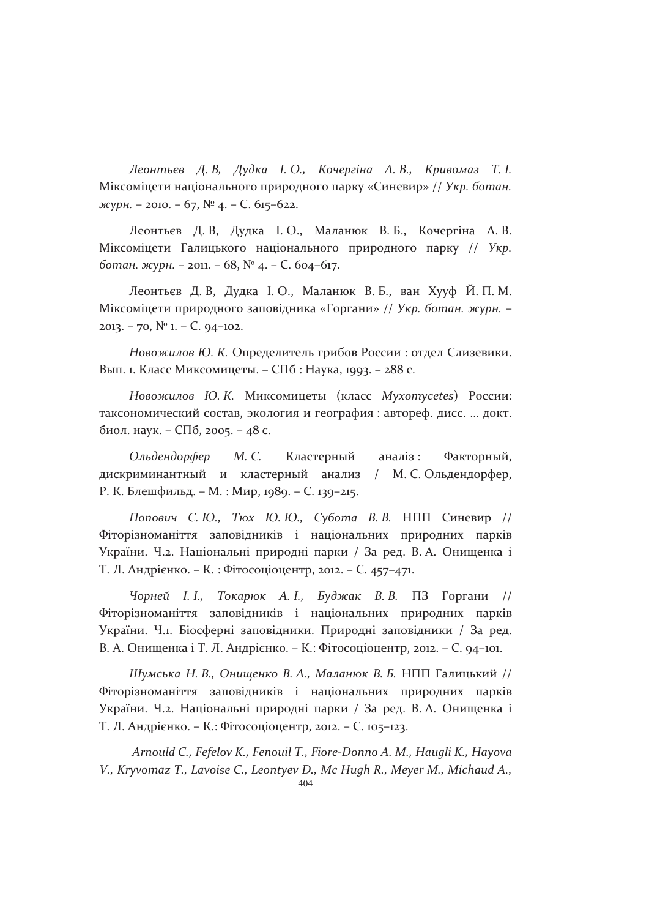*Леонтьєв Д. В, Дудка І. О., Кочергіна А. В., Кривомаз Т. І.* Міксоміцети національного природного парку «Синевир» // *Укр. ботан. журн.* – 2010. – 67, № 4. – С. 615–622.

Леонтьєв Д. В, Дудка І. О., Маланюк В. Б., Кочергіна А. В. Міксоміцети Галицького національного природного парку // *Укр. ботан. журн.* – 2011. – 68, № 4. – С. 604–617.

Леонтьєв Д. В, Дудка І. О., Маланюк В. Б., ван Хууф Й. П. М. Міксоміцети природного заповідника «Горгани» // *Укр. ботан. журн.* – 2013. – 70, № 1. – С. 94–102.

*Новожилов Ю. К.* Определитель грибов России : отдел Слизевики. Вып. 1. Класс Миксомицеты. – СПб : Наука, 1993. – 288 с.

*Новожилов Ю. К.* Миксомицеты (класс *Myxomycetes*) России: таксономический состав, экология и география : автореф. дисс. ... докт. биол. наук. – СПб, 2005. – 48 с.

*Ольдендорфер М. С.* Кластерный аналіз : Факторный, дискриминантный и кластерный анализ / М. С. Ольдендорфер, Р. К. Блешфильд. – М. : Мир, 1989. – С. 139–215.

*Попович С. Ю., Тюх Ю. Ю., Субота В. В.* НПП Синевир // Фіторізноманіття заповідників і національних природних парків України. Ч.2. Національні природні парки / За ред. В. А. Онищенка і Т. Л. Андрієнко. – К. : Фітосоціоцентр, 2012. – С. 457–471.

*Чорней І. І., Токарюк А. І., Буджак В. В.* ПЗ Горгани // Фіторізноманіття заповідників і національних природних парків України. Ч.1. Біосферні заповідники. Природні заповідники / За ред. В. А. Онищенка і Т. Л. Андрієнко. – К.: Фітосоціоцентр, 2012. – С. 94–101.

*Шумська Н. В., Онищенко В. А., Маланюк В. Б.* НПП Галицький // Фіторізноманіття заповідників і національних природних парків України. Ч.2. Національні природні парки / За ред. В. А. Онищенка і Т. Л. Андрієнко. – К.: Фітосоціоцентр, 2012. – С. 105–123.

*Arnould C., Fefelov K., Fenouil T., Fiore-Donno A. M., Haugli K., Hayova V., Kryvomaz T., Lavoise C., Leontyev D., Mc Hugh R., Meyer M., Michaud A.,*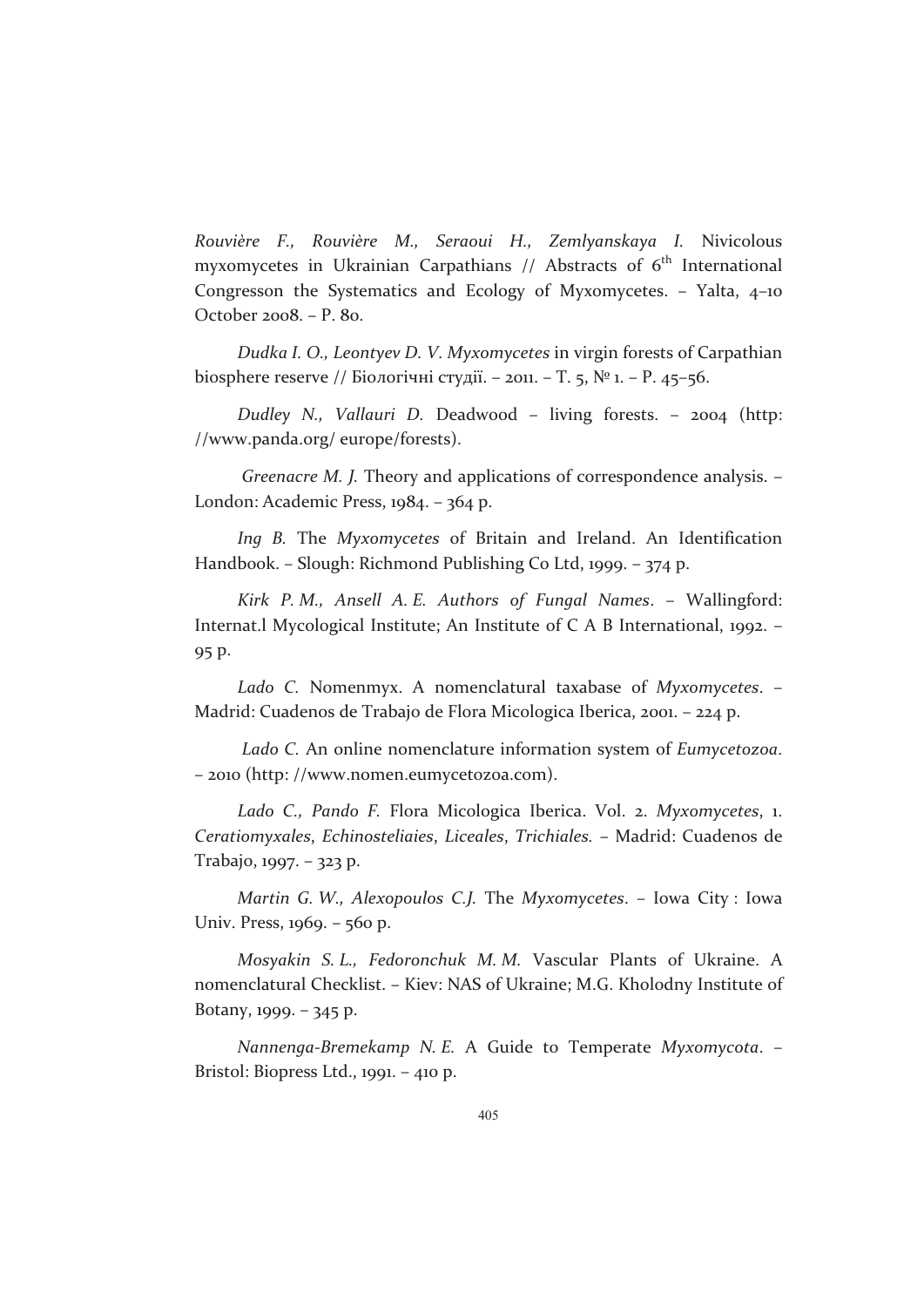*Rouvière F., Rouvière M., Seraoui H., Zemlyanskaya I.* Nivicolous myxomycetes in Ukrainian Carpathians // Abstracts of 6th International Congresson the Systematics and Ecology of Myxomycetes. – Yalta, 4–10 October 2008. – P. 80.

*Dudka I. O., Leontyev D. V. Myxomycetes* in virgin forests of Carpathian biosphere reserve // Біологічні студії. – 2011. – T. 5, № 1. – P. 45–56.

*Dudley N., Vallauri D.* Deadwood – living forests. – 2004 (http: //www.panda.org/ europe/forests).

*Greenacre M. J.* Theory and applications of correspondence analysis. – London: Academic Press, 1984. – 364 p.

*Ing B.* The *Myxomycetes* of Britain and Ireland. An Identification Handbook. – Slough: Richmond Publishing Co Ltd, 1999. – 374 p.

*Kirk P. M., Ansell A. E. Authors of Fungal Names*. – Wallingford: Internat.l Mycological Institute; An Institute of C A B International, 1992. – 95 p.

*Lado C.* Nomenmyx. A nomenclatural taxabase of *Myxomycetes*. – Madrid: Cuadenos de Trabajo de Flora Micologica Iberica, 2001. – 224 p.

*Lado C.* An online nomenclature information system of *Eumycetozoa*. – 2010 (http: //www.nomen.eumycetozoa.com).

*Lado C., Pando F.* Flora Micologica Iberica. Vol. 2. *Myxomycetes*, 1. *Ceratiomyxales*, *Echinosteliaies*, *Liceales*, *Trichiales*. – Madrid: Cuadenos de Trabajo, 1997. – 323 p.

*Martin G. W., Alexopoulos C.J.* The *Myxomycetes*. – Iowa City : Iowa Univ. Press, 1969. – 560 p.

*Mosyakin S. L., Fedoronchuk M. M.* Vascular Plants of Ukraine. A nomenclatural Checklist. – Kiev: NAS of Ukraine; M.G. Kholodny Institute of Botany, 1999. – 345 p.

*Nannenga-Bremekamp N. E.* A Guide to Temperate *Myxomycota*. – Bristol: Biopress Ltd., 1991. – 410 p.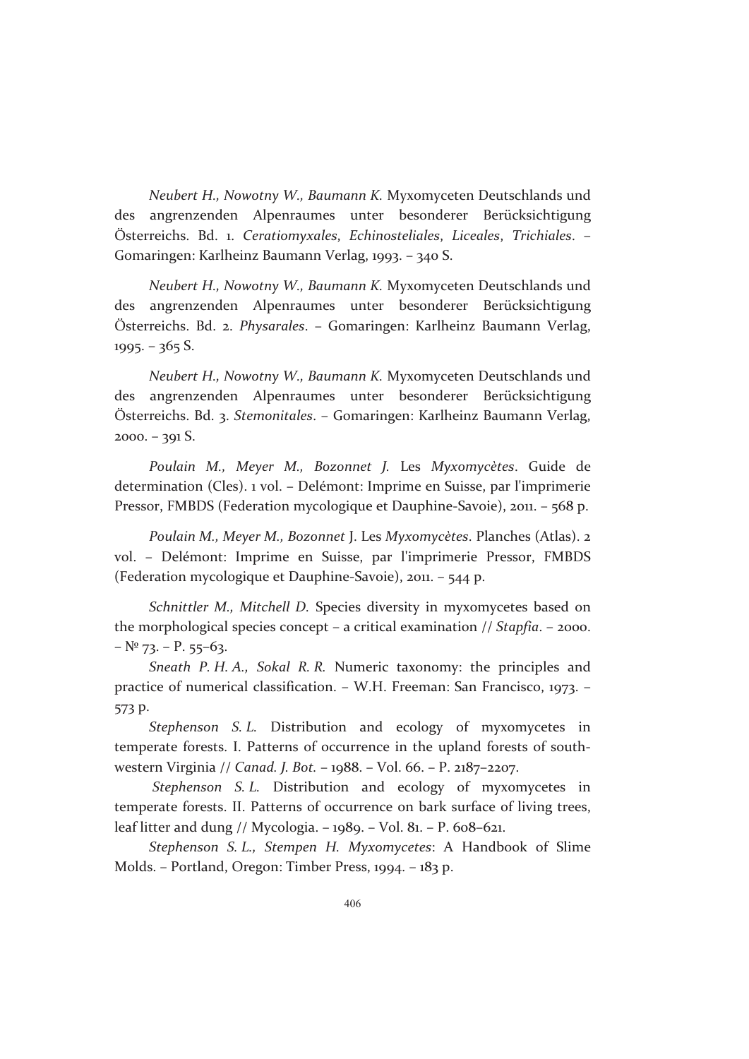*Neubert H., Nowotny W., Baumann K.* Myxomyceten Deutschlands und des angrenzenden Alpenraumes unter besonderer Berücksichtigung Österreichs. Bd. 1. *Ceratiomyxales*, *Echinosteliales*, *Liceales*, *Trichiales*. – Gomaringen: Karlheinz Baumann Verlag, 1993. – 340 S.

*Neubert H., Nowotny W., Baumann K.* Myxomyceten Deutschlands und des angrenzenden Alpenraumes unter besonderer Berücksichtigung Österreichs. Bd. 2. *Physarales*. – Gomaringen: Karlheinz Baumann Verlag, 1995. – 365 S.

*Neubert H., Nowotny W., Baumann K.* Myxomyceten Deutschlands und des angrenzenden Alpenraumes unter besonderer Berücksichtigung Österreichs. Bd. 3. *Stemonitales*. – Gomaringen: Karlheinz Baumann Verlag, 2000. – 391 S.

*Poulain M., Meyer M., Bozonnet J.* Les *Myxomycètes*. Guide de determination (Cles). 1 vol. – Delémont: Imprime en Suisse, par l'imprimerie Pressor, FMBDS (Federation mycologique et Dauphine-Savoie), 2011. – 568 p.

*Poulain M., Meyer M., Bozonnet* J. Les *Myxomycètes*. Planches (Atlas). 2 vol. – Delémont: Imprime en Suisse, par l'imprimerie Pressor, FMBDS (Federation mycologique et Dauphine-Savoie), 2011. – 544 p.

*Schnittler M., Mitchell D.* Species diversity in myxomycetes based on the morphological species concept – a critical examination // *Stapfia*. – 2000. – № 73. – P. 55–63.

*Sneath P. H. A., Sokal R. R.* Numeric taxonomy: the principles and practice of numerical classification. – W.H. Freeman: San Francisco, 1973. – 573 p.

*Stephenson S. L.* Distribution and ecology of myxomycetes in temperate forests. I. Patterns of occurrence in the upland forests of south-western Virginia // *Canad. J. Bot.* – 1988. – Vol. 66. – P. 2187–2207.

*Stephenson S. L.* Distribution and ecology of myxomycetes in temperate forests. II. Patterns of occurrence on bark surface of living trees, leaf litter and dung // Mycologia. – 1989. – Vol. 81. – P. 608–621.

*Stephenson S. L., Stempen H. Myxomycetes*: A Handbook of Slime Molds. – Portland, Oregon: Timber Press, 1994. – 183 p.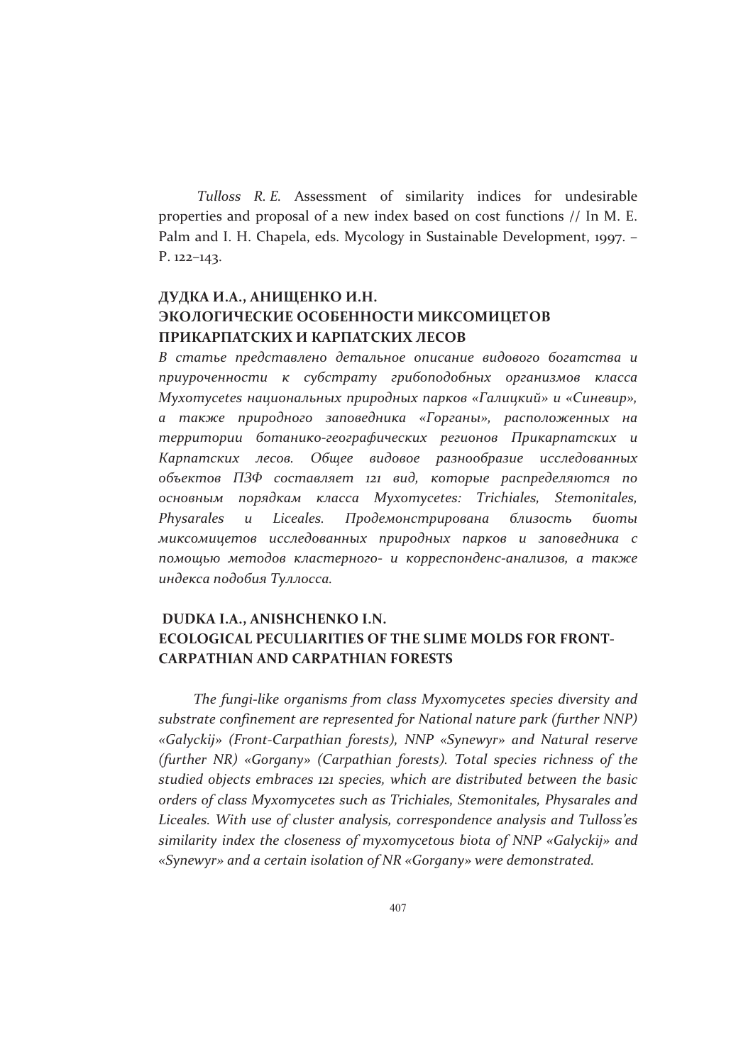*Tulloss R. E.* Assessment of similarity indices for undesirable properties and proposal of a new index based on cost functions // In M. E. Palm and I. H. Chapela, eds. Mycology in Sustainable Development, 1997. – P. 122–143.

## ДУДКА И.А., АНИЩЕНКО И.Н.
## ЭКОЛОГИЧЕСКИЕ ОСОБЕННОСТИ МИКСОМИЦЕТОВ ПРИКАРПАТСКИХ И КАРПАТСКИХ ЛЕСОВ

*В статье представлено детальное описание видового богатства и приуроченности к субстрату грибоподобных организмов класса Myxomycetes национальных природных парков «Галицкий» и «Синевир», а также природного заповедника «Горганы», расположенных на территории ботанико-географических регионов Прикарпатских и Карпатских лесов. Общее видовое разнообразие исследованных объектов ПЗФ составляет 121 вид, которые распределяются по основным порядкам класса Myxomycetes: Trichiales, Stemonitales, Physarales и Liceales. Продемонстрирована близость биоты миксомицетов исследованных природных парков и заповедника с помощью методов кластерного- и корреспонденс-анализов, а также индекса подобия Туллосса.*

## DUDKA I.A., ANISHCHENKO I.N.
## ECOLOGICAL PECULIARITIES OF THE SLIME MOLDS FOR FRONT-CARPATHIAN AND CARPATHIAN FORESTS

*The fungi-like organisms from class Myxomycetes species diversity and substrate confinement are represented for National nature park (further NNP) «Galyckij» (Front-Carpathian forests), NNP «Synewyr» and Natural reserve (further NR) «Gorgany» (Carpathian forests). Total species richness of the studied objects embraces 121 species, which are distributed between the basic orders of class Myxomycetes such as Trichiales, Stemonitales, Physarales and Liceales. With use of cluster analysis, correspondence analysis and Tulloss'es similarity index the closeness of myxomycetous biota of NNP «Galyckij» and «Synewyr» and a certain isolation of NR «Gorgany» were demonstrated.*